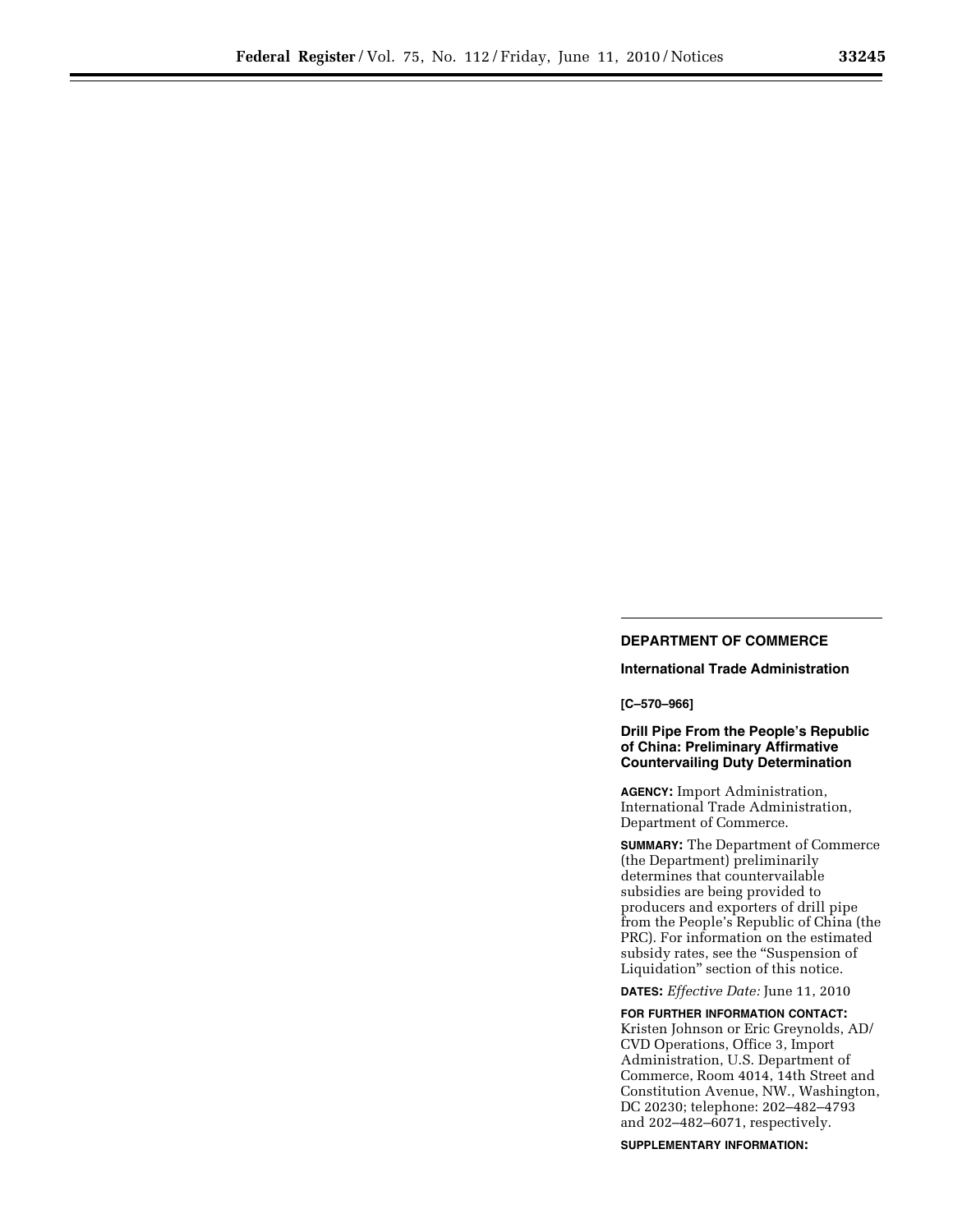## DEPARTMENT OF COMMERCE

### International Trade Administration

**[C–570–966]**

### Drill Pipe From the People's Republic of China: Preliminary Affirmative Countervailing Duty Determination

**AGENCY:** Import Administration, International Trade Administration, Department of Commerce.

**SUMMARY:** The Department of Commerce (the Department) preliminarily determines that countervailable subsidies are being provided to producers and exporters of drill pipe from the People's Republic of China (the PRC). For information on the estimated subsidy rates, see the "Suspension of Liquidation" section of this notice.

**DATES:** *Effective Date:* June 11, 2010

**FOR FURTHER INFORMATION CONTACT:** Kristen Johnson or Eric Greynolds, AD/CVD Operations, Office 3, Import Administration, U.S. Department of Commerce, Room 4014, 14th Street and Constitution Avenue, NW., Washington, DC 20230; telephone: 202–482–4793 and 202–482–6071, respectively.

**SUPPLEMENTARY INFORMATION:**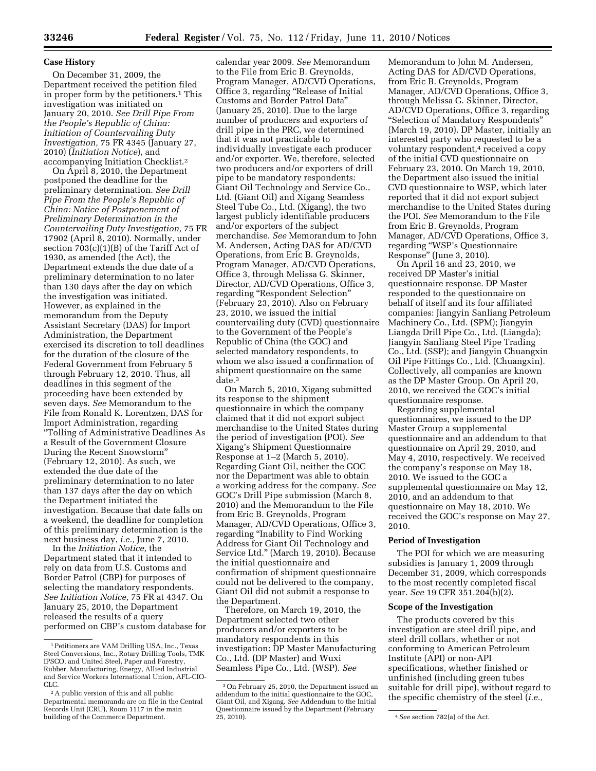## Case History

On December 31, 2009, the Department received the petition filed in proper form by the petitioners.[1] This investigation was initiated on January 20, 2010. *See Drill Pipe From the People's Republic of China: Initiation of Countervailing Duty Investigation,* 75 FR 4345 (January 27, 2010) (*Initiation Notice*), and accompanying Initiation Checklist.[2]

On April 8, 2010, the Department postponed the deadline for the preliminary determination. *See Drill Pipe From the People's Republic of China: Notice of Postponement of Preliminary Determination in the Countervailing Duty Investigation,* 75 FR 17902 (April 8, 2010). Normally, under section 703(c)(1)(B) of the Tariff Act of 1930, as amended (the Act), the Department extends the due date of a preliminary determination to no later than 130 days after the day on which the investigation was initiated. However, as explained in the memorandum from the Deputy Assistant Secretary (DAS) for Import Administration, the Department exercised its discretion to toll deadlines for the duration of the closure of the Federal Government from February 5 through February 12, 2010. Thus, all deadlines in this segment of the proceeding have been extended by seven days. *See* Memorandum to the File from Ronald K. Lorentzen, DAS for Import Administration, regarding "Tolling of Administrative Deadlines As a Result of the Government Closure During the Recent Snowstorm" (February 12, 2010). As such, we extended the due date of the preliminary determination to no later than 137 days after the day on which the Department initiated the investigation. Because that date falls on a weekend, the deadline for completion of this preliminary determination is the next business day, *i.e.,* June 7, 2010.

In the *Initiation Notice,* the Department stated that it intended to rely on data from U.S. Customs and Border Patrol (CBP) for purposes of selecting the mandatory respondents. *See Initiation Notice,* 75 FR at 4347. On January 25, 2010, the Department released the results of a query performed on CBP's custom database for calendar year 2009. *See* Memorandum to the File from Eric B. Greynolds, Program Manager, AD/CVD Operations, Office 3, regarding "Release of Initial Customs and Border Patrol Data" (January 25, 2010). Due to the large number of producers and exporters of drill pipe in the PRC, we determined that it was not practicable to individually investigate each producer and/or exporter. We, therefore, selected two producers and/or exporters of drill pipe to be mandatory respondents: Giant Oil Technology and Service Co., Ltd. (Giant Oil) and Xigang Seamless Steel Tube Co., Ltd. (Xigang), the two largest publicly identifiable producers and/or exporters of the subject merchandise. *See* Memorandum to John M. Andersen, Acting DAS for AD/CVD Operations, from Eric B. Greynolds, Program Manager, AD/CVD Operations, Office 3, through Melissa G. Skinner, Director, AD/CVD Operations, Office 3, regarding "Respondent Selection" (February 23, 2010). Also on February 23, 2010, we issued the initial countervailing duty (CVD) questionnaire to the Government of the People's Republic of China (the GOC) and selected mandatory respondents, to whom we also issued a confirmation of shipment questionnaire on the same date.[3]

On March 5, 2010, Xigang submitted its response to the shipment questionnaire in which the company claimed that it did not export subject merchandise to the United States during the period of investigation (POI). *See* Xigang's Shipment Questionnaire Response at 1–2 (March 5, 2010). Regarding Giant Oil, neither the GOC nor the Department was able to obtain a working address for the company. *See* GOC's Drill Pipe submission (March 8, 2010) and the Memorandum to the File from Eric B. Greynolds, Program Manager, AD/CVD Operations, Office 3, regarding "Inability to Find Working Address for Giant Oil Technology and Service Ltd." (March 19, 2010). Because the initial questionnaire and confirmation of shipment questionnaire could not be delivered to the company, Giant Oil did not submit a response to the Department.

Therefore, on March 19, 2010, the Department selected two other producers and/or exporters to be mandatory respondents in this investigation: DP Master Manufacturing Co., Ltd. (DP Master) and Wuxi Seamless Pipe Co., Ltd. (WSP). *See* Memorandum to John M. Andersen, Acting DAS for AD/CVD Operations, from Eric B. Greynolds, Program Manager, AD/CVD Operations, Office 3, through Melissa G. Skinner, Director, AD/CVD Operations, Office 3, regarding "Selection of Mandatory Respondents" (March 19, 2010). DP Master, initially an interested party who requested to be a voluntary respondent,[4] received a copy of the initial CVD questionnaire on February 23, 2010. On March 19, 2010, the Department also issued the initial CVD questionnaire to WSP, which later reported that it did not export subject merchandise to the United States during the POI. *See* Memorandum to the File from Eric B. Greynolds, Program Manager, AD/CVD Operations, Office 3, regarding "WSP's Questionnaire Response" (June 3, 2010).

On April 16 and 23, 2010, we received DP Master's initial questionnaire response. DP Master responded to the questionnaire on behalf of itself and its four affiliated companies: Jiangyin Sanliang Petroleum Machinery Co., Ltd. (SPM); Jiangyin Liangda Drill Pipe Co., Ltd. (Liangda); Jiangyin Sanliang Steel Pipe Trading Co., Ltd. (SSP); and Jiangyin Chuangxin Oil Pipe Fittings Co., Ltd. (Chuangxin). Collectively, all companies are known as the DP Master Group. On April 20, 2010, we received the GOC's initial questionnaire response.

Regarding supplemental questionnaires, we issued to the DP Master Group a supplemental questionnaire and an addendum to that questionnaire on April 29, 2010, and May 4, 2010, respectively. We received the company's response on May 18, 2010. We issued to the GOC a supplemental questionnaire on May 12, 2010, and an addendum to that questionnaire on May 18, 2010. We received the GOC's response on May 27, 2010.

## Period of Investigation

The POI for which we are measuring subsidies is January 1, 2009 through December 31, 2009, which corresponds to the most recently completed fiscal year. *See* 19 CFR 351.204(b)(2).

## Scope of the Investigation

The products covered by this investigation are steel drill pipe, and steel drill collars, whether or not conforming to American Petroleum Institute (API) or non-API specifications, whether finished or unfinished (including green tubes suitable for drill pipe), without regard to the specific chemistry of the steel (*i.e.,*

---

[1] Petitioners are VAM Drilling USA, Inc., Texas Steel Conversions, Inc., Rotary Drilling Tools, TMK IPSCO, and United Steel, Paper and Forestry, Rubber, Manufacturing, Energy, Allied Industrial and Service Workers International Union, AFL-CIO-CLC.

[2] A public version of this and all public Departmental memoranda are on file in the Central Records Unit (CRU), Room 1117 in the main building of the Commerce Department.

[3] On February 25, 2010, the Department issued an addendum to the initial questionnaire to the GOC, Giant Oil, and Xigang. *See* Addendum to the Initial Questionnaire issued by the Department (February 25, 2010).

[4] *See* section 782(a) of the Act.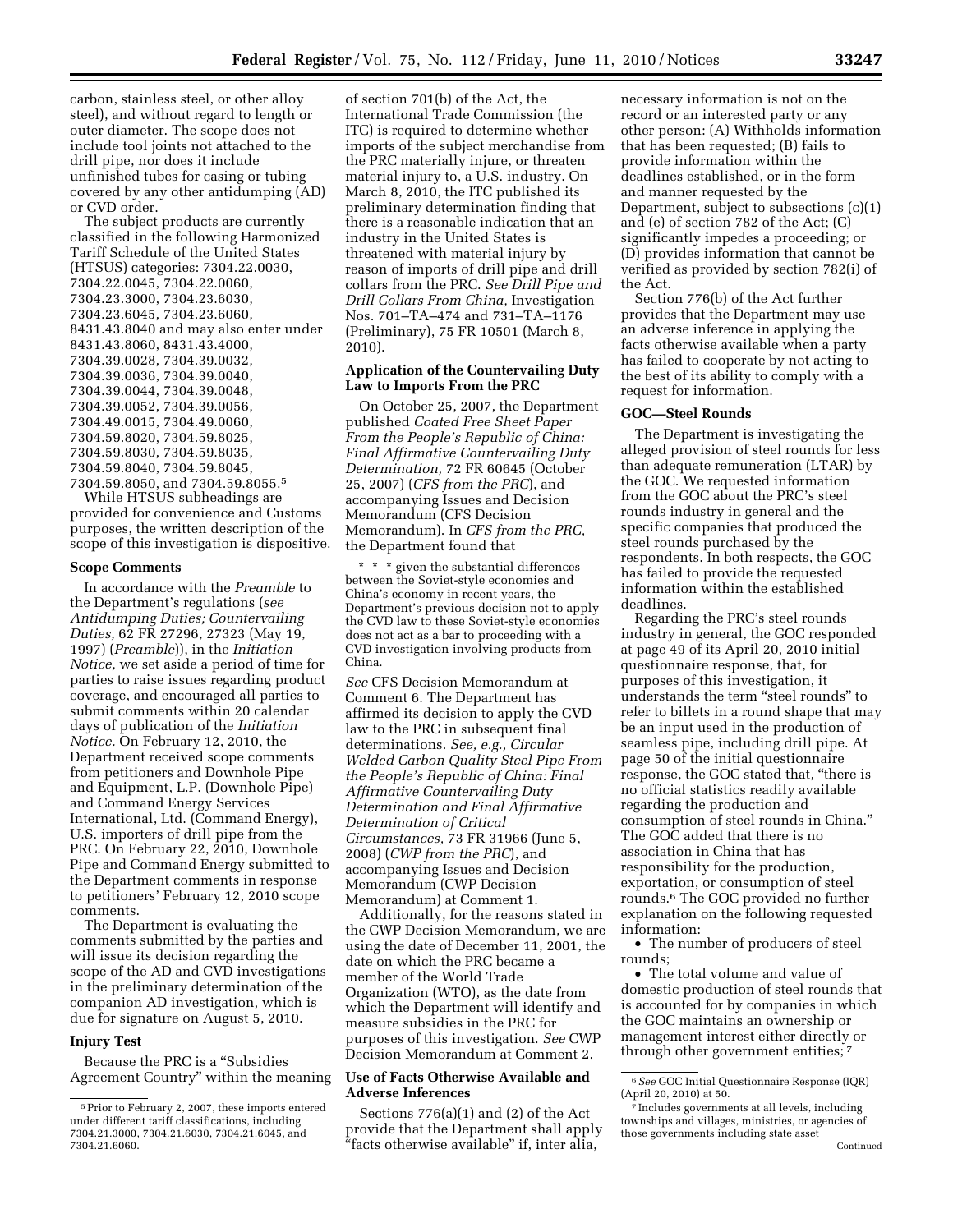carbon, stainless steel, or other alloy steel), and without regard to length or outer diameter. The scope does not include tool joints not attached to the drill pipe, nor does it include unfinished tubes for casing or tubing covered by any other antidumping (AD) or CVD order.

The subject products are currently classified in the following Harmonized Tariff Schedule of the United States (HTSUS) categories: 7304.22.0030, 7304.22.0045, 7304.22.0060, 7304.23.3000, 7304.23.6030, 7304.23.6045, 7304.23.6060, 8431.43.8040 and may also enter under 8431.43.8060, 8431.43.4000, 7304.39.0028, 7304.39.0032, 7304.39.0036, 7304.39.0040, 7304.39.0044, 7304.39.0048, 7304.39.0052, 7304.39.0056, 7304.49.0015, 7304.49.0060, 7304.59.8020, 7304.59.8025, 7304.59.8030, 7304.59.8035, 7304.59.8040, 7304.59.8045, 7304.59.8050, and 7304.59.8055.[5]

While HTSUS subheadings are provided for convenience and Customs purposes, the written description of the scope of this investigation is dispositive.

**Scope Comments**

In accordance with the *Preamble* to the Department's regulations (*see Antidumping Duties; Countervailing Duties,* 62 FR 27296, 27323 (May 19, 1997) (*Preamble*)), in the *Initiation Notice,* we set aside a period of time for parties to raise issues regarding product coverage, and encouraged all parties to submit comments within 20 calendar days of publication of the *Initiation Notice.* On February 12, 2010, the Department received scope comments from petitioners and Downhole Pipe and Equipment, L.P. (Downhole Pipe) and Command Energy Services International, Ltd. (Command Energy), U.S. importers of drill pipe from the PRC. On February 22, 2010, Downhole Pipe and Command Energy submitted to the Department comments in response to petitioners' February 12, 2010 scope comments.

The Department is evaluating the comments submitted by the parties and will issue its decision regarding the scope of the AD and CVD investigations in the preliminary determination of the companion AD investigation, which is due for signature on August 5, 2010.

**Injury Test**

Because the PRC is a "Subsidies Agreement Country" within the meaning of section 701(b) of the Act, the International Trade Commission (the ITC) is required to determine whether imports of the subject merchandise from the PRC materially injure, or threaten material injury to, a U.S. industry. On March 8, 2010, the ITC published its preliminary determination finding that there is a reasonable indication that an industry in the United States is threatened with material injury by reason of imports of drill pipe and drill collars from the PRC. *See Drill Pipe and Drill Collars From China,* Investigation Nos. 701–TA–474 and 731–TA–1176 (Preliminary), 75 FR 10501 (March 8, 2010).

**Application of the Countervailing Duty Law to Imports From the PRC**

On October 25, 2007, the Department published *Coated Free Sheet Paper From the People's Republic of China: Final Affirmative Countervailing Duty Determination,* 72 FR 60645 (October 25, 2007) (*CFS from the PRC*), and accompanying Issues and Decision Memorandum (CFS Decision Memorandum). In *CFS from the PRC,* the Department found that

> \* \* \* given the substantial differences between the Soviet-style economies and China's economy in recent years, the Department's previous decision not to apply the CVD law to these Soviet-style economies does not act as a bar to proceeding with a CVD investigation involving products from China.

*See* CFS Decision Memorandum at Comment 6. The Department has affirmed its decision to apply the CVD law to the PRC in subsequent final determinations. *See, e.g., Circular Welded Carbon Quality Steel Pipe From the People's Republic of China: Final Affirmative Countervailing Duty Determination and Final Affirmative Determination of Critical Circumstances,* 73 FR 31966 (June 5, 2008) (*CWP from the PRC*), and accompanying Issues and Decision Memorandum (CWP Decision Memorandum) at Comment 1.

Additionally, for the reasons stated in the CWP Decision Memorandum, we are using the date of December 11, 2001, the date on which the PRC became a member of the World Trade Organization (WTO), as the date from which the Department will identify and measure subsidies in the PRC for purposes of this investigation. *See* CWP Decision Memorandum at Comment 2.

**Use of Facts Otherwise Available and Adverse Inferences**

Sections 776(a)(1) and (2) of the Act provide that the Department shall apply "facts otherwise available" if, inter alia, necessary information is not on the record or an interested party or any other person: (A) Withholds information that has been requested; (B) fails to provide information within the deadlines established, or in the form and manner requested by the Department, subject to subsections (c)(1) and (e) of section 782 of the Act; (C) significantly impedes a proceeding; or (D) provides information that cannot be verified as provided by section 782(i) of the Act.

Section 776(b) of the Act further provides that the Department may use an adverse inference in applying the facts otherwise available when a party has failed to cooperate by not acting to the best of its ability to comply with a request for information.

**GOC—Steel Rounds**

The Department is investigating the alleged provision of steel rounds for less than adequate remuneration (LTAR) by the GOC. We requested information from the GOC about the PRC's steel rounds industry in general and the specific companies that produced the steel rounds purchased by the respondents. In both respects, the GOC has failed to provide the requested information within the established deadlines.

Regarding the PRC's steel rounds industry in general, the GOC responded at page 49 of its April 20, 2010 initial questionnaire response, that, for purposes of this investigation, it understands the term "steel rounds" to refer to billets in a round shape that may be an input used in the production of seamless pipe, including drill pipe. At page 50 of the initial questionnaire response, the GOC stated that, "there is no official statistics readily available regarding the production and consumption of steel rounds in China." The GOC added that there is no association in China that has responsibility for the production, exportation, or consumption of steel rounds.[6] The GOC provided no further explanation on the following requested information:

- The number of producers of steel rounds;
- The total volume and value of domestic production of steel rounds that is accounted for by companies in which the GOC maintains an ownership or management interest either directly or through other government entities;[7]

---

[5] Prior to February 2, 2007, these imports entered under different tariff classifications, including 7304.21.3000, 7304.21.6030, 7304.21.6045, and 7304.21.6060.

[6] *See* GOC Initial Questionnaire Response (IQR) (April 20, 2010) at 50.

[7] Includes governments at all levels, including townships and villages, ministries, or agencies of those governments including state asset

Continued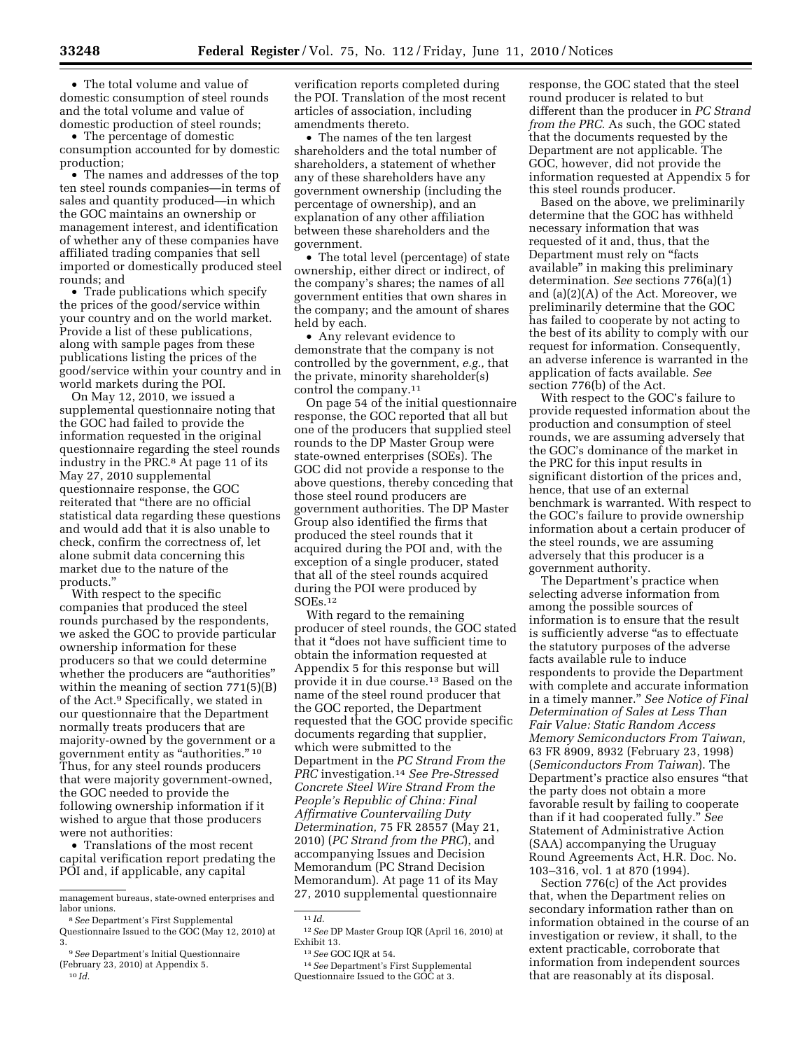• The total volume and value of domestic consumption of steel rounds and the total volume and value of domestic production of steel rounds;

• The percentage of domestic consumption accounted for by domestic production;

• The names and addresses of the top ten steel rounds companies—in terms of sales and quantity produced—in which the GOC maintains an ownership or management interest, and identification of whether any of these companies have affiliated trading companies that sell imported or domestically produced steel rounds; and

• Trade publications which specify the prices of the good/service within your country and on the world market. Provide a list of these publications, along with sample pages from these publications listing the prices of the good/service within your country and in world markets during the POI.

On May 12, 2010, we issued a supplemental questionnaire noting that the GOC had failed to provide the information requested in the original questionnaire regarding the steel rounds industry in the PRC.[8] At page 11 of its May 27, 2010 supplemental questionnaire response, the GOC reiterated that "there are no official statistical data regarding these questions and would add that it is also unable to check, confirm the correctness of, let alone submit data concerning this market due to the nature of the products."

With respect to the specific companies that produced the steel rounds purchased by the respondents, we asked the GOC to provide particular ownership information for these producers so that we could determine whether the producers are "authorities" within the meaning of section 771(5)(B) of the Act.[9] Specifically, we stated in our questionnaire that the Department normally treats producers that are majority-owned by the government or a government entity as "authorities." [10] Thus, for any steel rounds producers that were majority government-owned, the GOC needed to provide the following ownership information if it wished to argue that those producers were not authorities:

• Translations of the most recent capital verification report predating the POI and, if applicable, any capital verification reports completed during the POI. Translation of the most recent articles of association, including amendments thereto.

• The names of the ten largest shareholders and the total number of shareholders, a statement of whether any of these shareholders have any government ownership (including the percentage of ownership), and an explanation of any other affiliation between these shareholders and the government.

• The total level (percentage) of state ownership, either direct or indirect, of the company's shares; the names of all government entities that own shares in the company; and the amount of shares held by each.

• Any relevant evidence to demonstrate that the company is not controlled by the government, *e.g.,* that the private, minority shareholder(s) control the company.[11]

On page 54 of the initial questionnaire response, the GOC reported that all but one of the producers that supplied steel rounds to the DP Master Group were state-owned enterprises (SOEs). The GOC did not provide a response to the above questions, thereby conceding that those steel round producers are government authorities. The DP Master Group also identified the firms that produced the steel rounds that it acquired during the POI and, with the exception of a single producer, stated that all of the steel rounds acquired during the POI were produced by SOEs.[12]

With regard to the remaining producer of steel rounds, the GOC stated that it "does not have sufficient time to obtain the information requested at Appendix 5 for this response but will provide it in due course.[13] Based on the name of the steel round producer that the GOC reported, the Department requested that the GOC provide specific documents regarding that supplier, which were submitted to the Department in the *PC Strand From the PRC* investigation.[14] *See Pre-Stressed Concrete Steel Wire Strand From the People's Republic of China: Final Affirmative Countervailing Duty Determination,* 75 FR 28557 (May 21, 2010) (*PC Strand from the PRC*), and accompanying Issues and Decision Memorandum (PC Strand Decision Memorandum). At page 11 of its May 27, 2010 supplemental questionnaire response, the GOC stated that the steel round producer is related to but different than the producer in *PC Strand from the PRC.* As such, the GOC stated that the documents requested by the Department are not applicable. The GOC, however, did not provide the information requested at Appendix 5 for this steel rounds producer.

Based on the above, we preliminarily determine that the GOC has withheld necessary information that was requested of it and, thus, that the Department must rely on "facts available" in making this preliminary determination. *See* sections 776(a)(1) and (a)(2)(A) of the Act. Moreover, we preliminarily determine that the GOC has failed to cooperate by not acting to the best of its ability to comply with our request for information. Consequently, an adverse inference is warranted in the application of facts available. *See* section 776(b) of the Act.

With respect to the GOC's failure to provide requested information about the production and consumption of steel rounds, we are assuming adversely that the GOC's dominance of the market in the PRC for this input results in significant distortion of the prices and, hence, that use of an external benchmark is warranted. With respect to the GOC's failure to provide ownership information about a certain producer of the steel rounds, we are assuming adversely that this producer is a government authority.

The Department's practice when selecting adverse information from among the possible sources of information is to ensure that the result is sufficiently adverse "as to effectuate the statutory purposes of the adverse facts available rule to induce respondents to provide the Department with complete and accurate information in a timely manner." *See Notice of Final Determination of Sales at Less Than Fair Value: Static Random Access Memory Semiconductors From Taiwan,* 63 FR 8909, 8932 (February 23, 1998) (*Semiconductors From Taiwan*). The Department's practice also ensures "that the party does not obtain a more favorable result by failing to cooperate than if it had cooperated fully." *See* Statement of Administrative Action (SAA) accompanying the Uruguay Round Agreements Act, H.R. Doc. No. 103–316, vol. 1 at 870 (1994).

Section 776(c) of the Act provides that, when the Department relies on secondary information rather than on information obtained in the course of an investigation or review, it shall, to the extent practicable, corroborate that information from independent sources that are reasonably at its disposal.

---

management bureaus, state-owned enterprises and labor unions.

[8] *See* Department's First Supplemental Questionnaire Issued to the GOC (May 12, 2010) at 3.

[9] *See* Department's Initial Questionnaire (February 23, 2010) at Appendix 5.

[10] *Id.*

[11] *Id.*

[12] *See* DP Master Group IQR (April 16, 2010) at Exhibit 13.

[13] *See* GOC IQR at 54.

[14] *See* Department's First Supplemental Questionnaire Issued to the GOC at 3.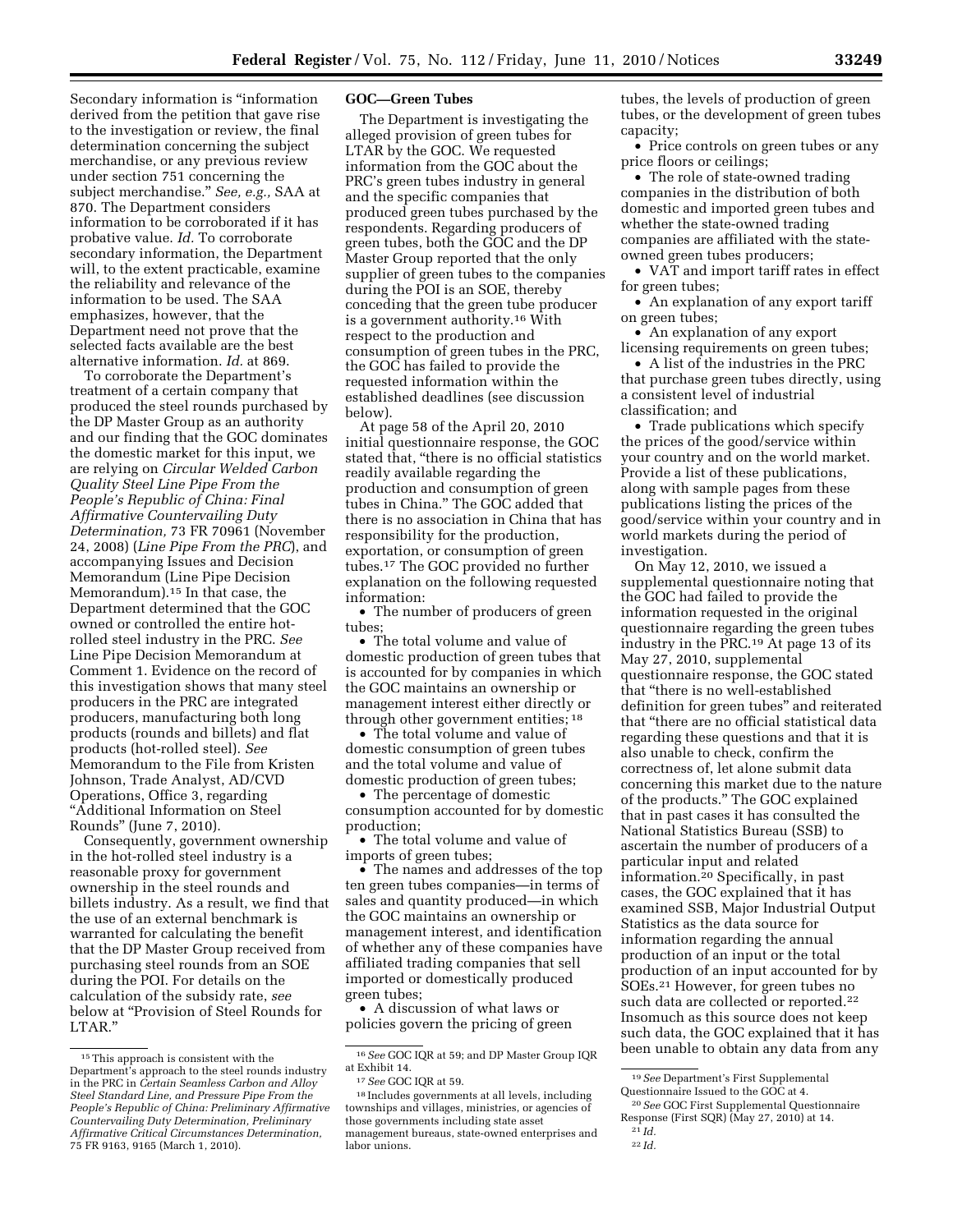Secondary information is "information derived from the petition that gave rise to the investigation or review, the final determination concerning the subject merchandise, or any previous review under section 751 concerning the subject merchandise." *See, e.g.,* SAA at 870. The Department considers information to be corroborated if it has probative value. *Id.* To corroborate secondary information, the Department will, to the extent practicable, examine the reliability and relevance of the information to be used. The SAA emphasizes, however, that the Department need not prove that the selected facts available are the best alternative information. *Id.* at 869.

To corroborate the Department's treatment of a certain company that produced the steel rounds purchased by the DP Master Group as an authority and our finding that the GOC dominates the domestic market for this input, we are relying on *Circular Welded Carbon Quality Steel Line Pipe From the People's Republic of China: Final Affirmative Countervailing Duty Determination,* 73 FR 70961 (November 24, 2008) (*Line Pipe From the PRC*), and accompanying Issues and Decision Memorandum (Line Pipe Decision Memorandum).[15] In that case, the Department determined that the GOC owned or controlled the entire hot-rolled steel industry in the PRC. *See* Line Pipe Decision Memorandum at Comment 1. Evidence on the record of this investigation shows that many steel producers in the PRC are integrated producers, manufacturing both long products (rounds and billets) and flat products (hot-rolled steel). *See* Memorandum to the File from Kristen Johnson, Trade Analyst, AD/CVD Operations, Office 3, regarding "Additional Information on Steel Rounds" (June 7, 2010).

Consequently, government ownership in the hot-rolled steel industry is a reasonable proxy for government ownership in the steel rounds and billets industry. As a result, we find that the use of an external benchmark is warranted for calculating the benefit that the DP Master Group received from purchasing steel rounds from an SOE during the POI. For details on the calculation of the subsidy rate, *see* below at "Provision of Steel Rounds for LTAR."

**GOC—Green Tubes**

The Department is investigating the alleged provision of green tubes for LTAR by the GOC. We requested information from the GOC about the PRC's green tubes industry in general and the specific companies that produced green tubes purchased by the respondents. Regarding producers of green tubes, both the GOC and the DP Master Group reported that the only supplier of green tubes to the companies during the POI is an SOE, thereby conceding that the green tube producer is a government authority.[16] With respect to the production and consumption of green tubes in the PRC, the GOC has failed to provide the requested information within the established deadlines (see discussion below).

At page 58 of the April 20, 2010 initial questionnaire response, the GOC stated that, "there is no official statistics readily available regarding the production and consumption of green tubes in China." The GOC added that there is no association in China that has responsibility for the production, exportation, or consumption of green tubes.[17] The GOC provided no further explanation on the following requested information:

- The number of producers of green tubes;
- The total volume and value of domestic production of green tubes that is accounted for by companies in which the GOC maintains an ownership or management interest either directly or through other government entities;[18]
- The total volume and value of domestic consumption of green tubes and the total volume and value of domestic production of green tubes;
- The percentage of domestic consumption accounted for by domestic production;
- The total volume and value of imports of green tubes;
- The names and addresses of the top ten green tubes companies—in terms of sales and quantity produced—in which the GOC maintains an ownership or management interest, and identification of whether any of these companies have affiliated trading companies that sell imported or domestically produced green tubes;
- A discussion of what laws or policies govern the pricing of green tubes, the levels of production of green tubes, or the development of green tubes capacity;
- Price controls on green tubes or any price floors or ceilings;
- The role of state-owned trading companies in the distribution of both domestic and imported green tubes and whether the state-owned trading companies are affiliated with the state-owned green tubes producers;
- VAT and import tariff rates in effect for green tubes;
- An explanation of any export tariff on green tubes;
- An explanation of any export licensing requirements on green tubes;
- A list of the industries in the PRC that purchase green tubes directly, using a consistent level of industrial classification; and
- Trade publications which specify the prices of the good/service within your country and on the world market. Provide a list of these publications, along with sample pages from these publications listing the prices of the good/service within your country and in world markets during the period of investigation.

On May 12, 2010, we issued a supplemental questionnaire noting that the GOC had failed to provide the information requested in the original questionnaire regarding the green tubes industry in the PRC.[19] At page 13 of its May 27, 2010, supplemental questionnaire response, the GOC stated that "there is no well-established definition for green tubes" and reiterated that "there are no official statistical data regarding these questions and that it is also unable to check, confirm the correctness of, let alone submit data concerning this market due to the nature of the products." The GOC explained that in past cases it has consulted the National Statistics Bureau (SSB) to ascertain the number of producers of a particular input and related information.[20] Specifically, in past cases, the GOC explained that it has examined SSB, Major Industrial Output Statistics as the data source for information regarding the annual production of an input or the total production of an input accounted for by SOEs.[21] However, for green tubes no such data are collected or reported.[22] Insomuch as this source does not keep such data, the GOC explained that it has been unable to obtain any data from any

---

[15] This approach is consistent with the Department's approach to the steel rounds industry in the PRC in *Certain Seamless Carbon and Alloy Steel Standard Line, and Pressure Pipe From the People's Republic of China: Preliminary Affirmative Countervailing Duty Determination, Preliminary Affirmative Critical Circumstances Determination,* 75 FR 9163, 9165 (March 1, 2010).

[16] *See* GOC IQR at 59; and DP Master Group IQR at Exhibit 14.

[17] *See* GOC IQR at 59.

[18] Includes governments at all levels, including townships and villages, ministries, or agencies of those governments including state asset management bureaus, state-owned enterprises and labor unions.

[19] *See* Department's First Supplemental Questionnaire Issued to the GOC at 4.

[20] *See* GOC First Supplemental Questionnaire Response (First SQR) (May 27, 2010) at 14.

[21] *Id.*

[22] *Id.*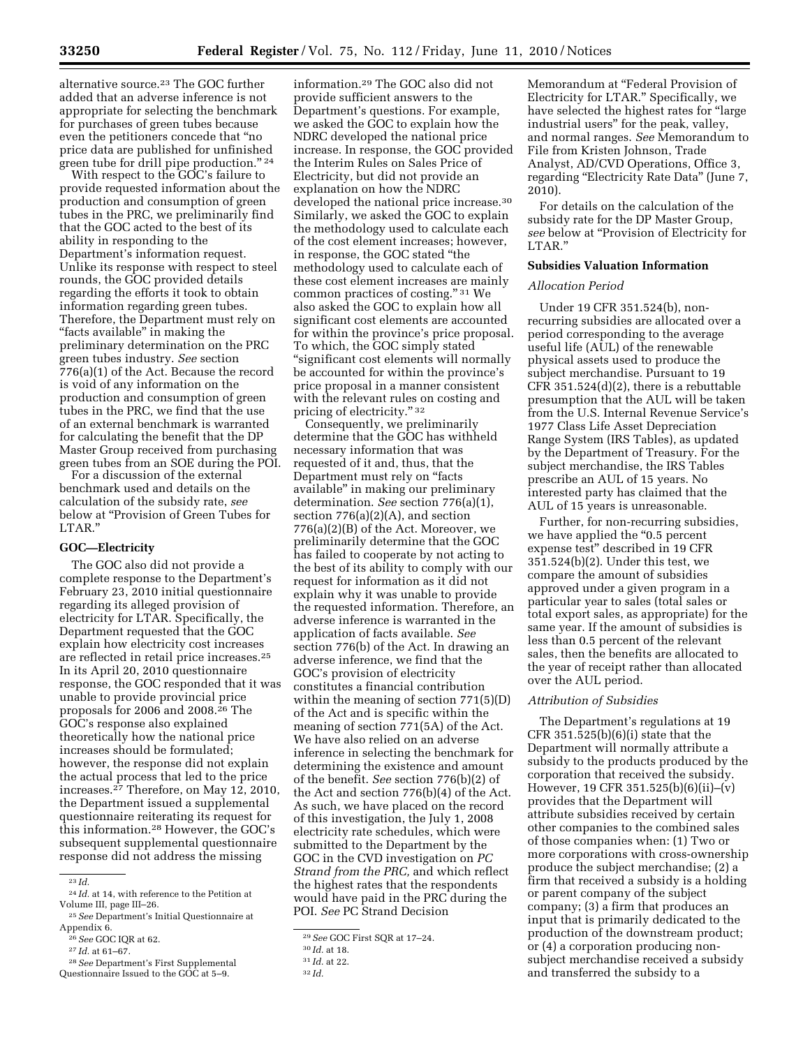alternative source.[23] The GOC further added that an adverse inference is not appropriate for selecting the benchmark for purchases of green tubes because even the petitioners concede that "no price data are published for unfinished green tube for drill pipe production." [24]

With respect to the GOC's failure to provide requested information about the production and consumption of green tubes in the PRC, we preliminarily find that the GOC acted to the best of its ability in responding to the Department's information request. Unlike its response with respect to steel rounds, the GOC provided details regarding the efforts it took to obtain information regarding green tubes. Therefore, the Department must rely on "facts available" in making the preliminary determination on the PRC green tubes industry. *See* section 776(a)(1) of the Act. Because the record is void of any information on the production and consumption of green tubes in the PRC, we find that the use of an external benchmark is warranted for calculating the benefit that the DP Master Group received from purchasing green tubes from an SOE during the POI.

For a discussion of the external benchmark used and details on the calculation of the subsidy rate, *see* below at "Provision of Green Tubes for LTAR."

**GOC—Electricity**

The GOC also did not provide a complete response to the Department's February 23, 2010 initial questionnaire regarding its alleged provision of electricity for LTAR. Specifically, the Department requested that the GOC explain how electricity cost increases are reflected in retail price increases.[25] In its April 20, 2010 questionnaire response, the GOC responded that it was unable to provide provincial price proposals for 2006 and 2008.[26] The GOC's response also explained theoretically how the national price increases should be formulated; however, the response did not explain the actual process that led to the price increases.[27] Therefore, on May 12, 2010, the Department issued a supplemental questionnaire reiterating its request for this information.[28] However, the GOC's subsequent supplemental questionnaire response did not address the missing information.[29] The GOC also did not provide sufficient answers to the Department's questions. For example, we asked the GOC to explain how the NDRC developed the national price increase. In response, the GOC provided the Interim Rules on Sales Price of Electricity, but did not provide an explanation on how the NDRC developed the national price increase.[30] Similarly, we asked the GOC to explain the methodology used to calculate each of the cost element increases; however, in response, the GOC stated "the methodology used to calculate each of these cost element increases are mainly common practices of costing." [31] We also asked the GOC to explain how all significant cost elements are accounted for within the province's price proposal. To which, the GOC simply stated "significant cost elements will normally be accounted for within the province's price proposal in a manner consistent with the relevant rules on costing and pricing of electricity." [32]

Consequently, we preliminarily determine that the GOC has withheld necessary information that was requested of it and, thus, that the Department must rely on "facts available" in making our preliminary determination. *See* section 776(a)(1), section 776(a)(2)(A), and section 776(a)(2)(B) of the Act. Moreover, we preliminarily determine that the GOC has failed to cooperate by not acting to the best of its ability to comply with our request for information as it did not explain why it was unable to provide the requested information. Therefore, an adverse inference is warranted in the application of facts available. *See* section 776(b) of the Act. In drawing an adverse inference, we find that the GOC's provision of electricity constitutes a financial contribution within the meaning of section 771(5)(D) of the Act and is specific within the meaning of section 771(5A) of the Act. We have also relied on an adverse inference in selecting the benchmark for determining the existence and amount of the benefit. *See* section 776(b)(2) of the Act and section 776(b)(4) of the Act. As such, we have placed on the record of this investigation, the July 1, 2008 electricity rate schedules, which were submitted to the Department by the GOC in the CVD investigation on *PC Strand from the PRC,* and which reflect the highest rates that the respondents would have paid in the PRC during the POI. *See* PC Strand Decision Memorandum at "Federal Provision of Electricity for LTAR." Specifically, we have selected the highest rates for "large industrial users" for the peak, valley, and normal ranges. *See* Memorandum to File from Kristen Johnson, Trade Analyst, AD/CVD Operations, Office 3, regarding "Electricity Rate Data" (June 7, 2010).

For details on the calculation of the subsidy rate for the DP Master Group, *see* below at "Provision of Electricity for LTAR."

**Subsidies Valuation Information**

*Allocation Period*

Under 19 CFR 351.524(b), non-recurring subsidies are allocated over a period corresponding to the average useful life (AUL) of the renewable physical assets used to produce the subject merchandise. Pursuant to 19 CFR 351.524(d)(2), there is a rebuttable presumption that the AUL will be taken from the U.S. Internal Revenue Service's 1977 Class Life Asset Depreciation Range System (IRS Tables), as updated by the Department of Treasury. For the subject merchandise, the IRS Tables prescribe an AUL of 15 years. No interested party has claimed that the AUL of 15 years is unreasonable.

Further, for non-recurring subsidies, we have applied the "0.5 percent expense test" described in 19 CFR 351.524(b)(2). Under this test, we compare the amount of subsidies approved under a given program in a particular year to sales (total sales or total export sales, as appropriate) for the same year. If the amount of subsidies is less than 0.5 percent of the relevant sales, then the benefits are allocated to the year of receipt rather than allocated over the AUL period.

*Attribution of Subsidies*

The Department's regulations at 19 CFR 351.525(b)(6)(i) state that the Department will normally attribute a subsidy to the products produced by the corporation that received the subsidy. However, 19 CFR 351.525(b)(6)(ii)–(v) provides that the Department will attribute subsidies received by certain other companies to the combined sales of those companies when: (1) Two or more corporations with cross-ownership produce the subject merchandise; (2) a firm that received a subsidy is a holding or parent company of the subject company; (3) a firm that produces an input that is primarily dedicated to the production of the downstream product; or (4) a corporation producing non-subject merchandise received a subsidy and transferred the subsidy to a

[23] *Id.*

[24] *Id.* at 14, with reference to the Petition at Volume III, page III–26.

[25] *See* Department's Initial Questionnaire at Appendix 6.

[26] *See* GOC IQR at 62.

[27] *Id.* at 61–67.

[28] *See* Department's First Supplemental Questionnaire Issued to the GOC at 5–9.

[29] *See* GOC First SQR at 17–24.

[30] *Id.* at 18.

[31] *Id.* at 22.

[32] *Id.*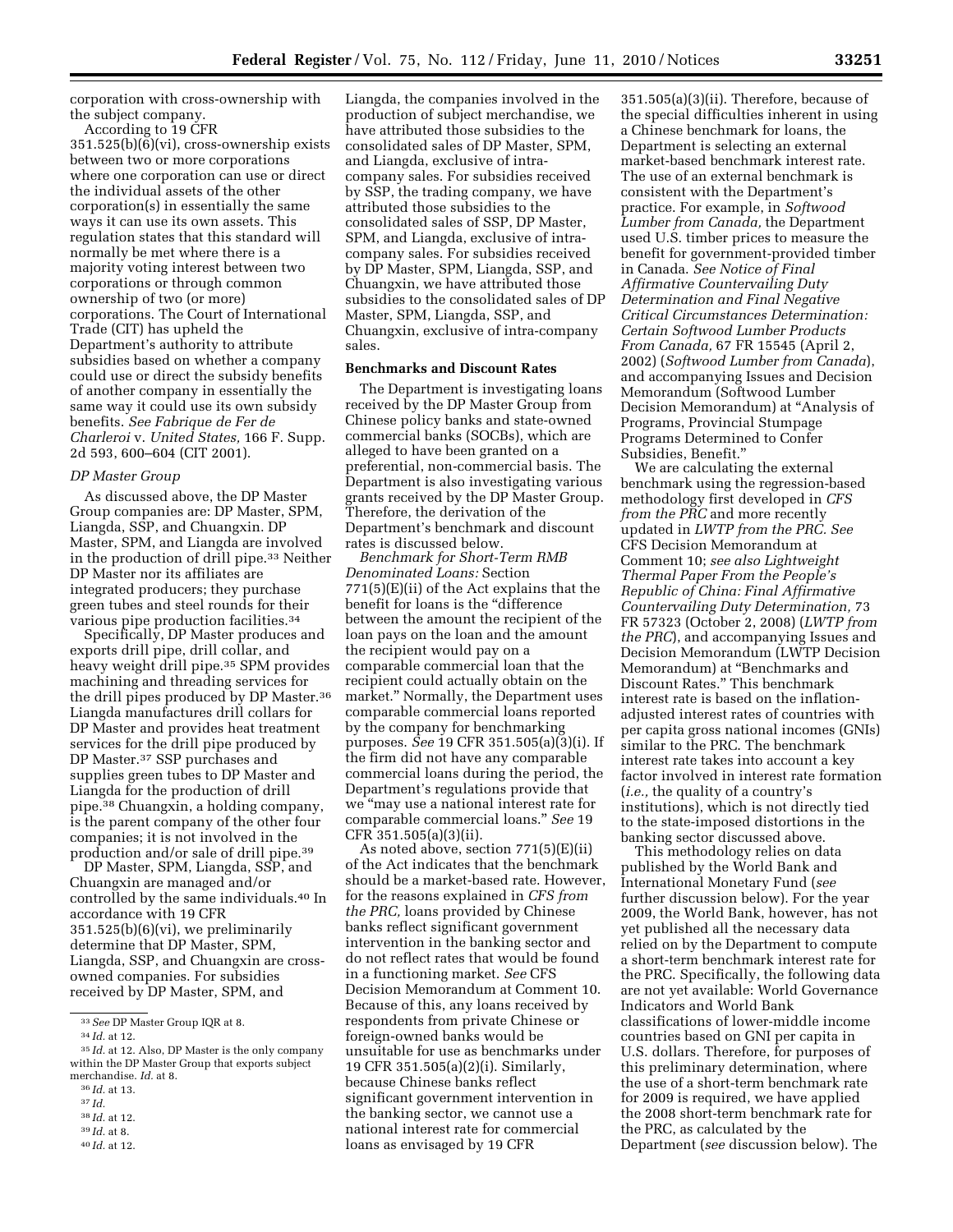corporation with cross-ownership with the subject company.

According to 19 CFR 351.525(b)(6)(vi), cross-ownership exists between two or more corporations where one corporation can use or direct the individual assets of the other corporation(s) in essentially the same ways it can use its own assets. This regulation states that this standard will normally be met where there is a majority voting interest between two corporations or through common ownership of two (or more) corporations. The Court of International Trade (CIT) has upheld the Department's authority to attribute subsidies based on whether a company could use or direct the subsidy benefits of another company in essentially the same way it could use its own subsidy benefits. *See Fabrique de Fer de Charleroi* v. *United States,* 166 F. Supp. 2d 593, 600–604 (CIT 2001).

*DP Master Group*

As discussed above, the DP Master Group companies are: DP Master, SPM, Liangda, SSP, and Chuangxin. DP Master, SPM, and Liangda are involved in the production of drill pipe.[33] Neither DP Master nor its affiliates are integrated producers; they purchase green tubes and steel rounds for their various pipe production facilities.[34]

Specifically, DP Master produces and exports drill pipe, drill collar, and heavy weight drill pipe.[35] SPM provides machining and threading services for the drill pipes produced by DP Master.[36] Liangda manufactures drill collars for DP Master and provides heat treatment services for the drill pipe produced by DP Master.[37] SSP purchases and supplies green tubes to DP Master and Liangda for the production of drill pipe.[38] Chuangxin, a holding company, is the parent company of the other four companies; it is not involved in the production and/or sale of drill pipe.[39]

DP Master, SPM, Liangda, SSP, and Chuangxin are managed and/or controlled by the same individuals.[40] In accordance with 19 CFR 351.525(b)(6)(vi), we preliminarily determine that DP Master, SPM, Liangda, SSP, and Chuangxin are cross-owned companies. For subsidies received by DP Master, SPM, and Liangda, the companies involved in the production of subject merchandise, we have attributed those subsidies to the consolidated sales of DP Master, SPM, and Liangda, exclusive of intra-company sales. For subsidies received by SSP, the trading company, we have attributed those subsidies to the consolidated sales of SSP, DP Master, SPM, and Liangda, exclusive of intra-company sales. For subsidies received by DP Master, SPM, Liangda, SSP, and Chuangxin, we have attributed those subsidies to the consolidated sales of DP Master, SPM, Liangda, SSP, and Chuangxin, exclusive of intra-company sales.

**Benchmarks and Discount Rates**

The Department is investigating loans received by the DP Master Group from Chinese policy banks and state-owned commercial banks (SOCBs), which are alleged to have been granted on a preferential, non-commercial basis. The Department is also investigating various grants received by the DP Master Group. Therefore, the derivation of the Department's benchmark and discount rates is discussed below.

*Benchmark for Short-Term RMB Denominated Loans:* Section 771(5)(E)(ii) of the Act explains that the benefit for loans is the "difference between the amount the recipient of the loan pays on the loan and the amount the recipient would pay on a comparable commercial loan that the recipient could actually obtain on the market." Normally, the Department uses comparable commercial loans reported by the company for benchmarking purposes. *See* 19 CFR 351.505(a)(3)(i). If the firm did not have any comparable commercial loans during the period, the Department's regulations provide that we "may use a national interest rate for comparable commercial loans." *See* 19 CFR 351.505(a)(3)(ii).

As noted above, section 771(5)(E)(ii) of the Act indicates that the benchmark should be a market-based rate. However, for the reasons explained in *CFS from the PRC,* loans provided by Chinese banks reflect significant government intervention in the banking sector and do not reflect rates that would be found in a functioning market. *See* CFS Decision Memorandum at Comment 10. Because of this, any loans received by respondents from private Chinese or foreign-owned banks would be unsuitable for use as benchmarks under 19 CFR 351.505(a)(2)(i). Similarly, because Chinese banks reflect significant government intervention in the banking sector, we cannot use a national interest rate for commercial loans as envisaged by 19 CFR 351.505(a)(3)(ii). Therefore, because of the special difficulties inherent in using a Chinese benchmark for loans, the Department is selecting an external market-based benchmark interest rate. The use of an external benchmark is consistent with the Department's practice. For example, in *Softwood Lumber from Canada,* the Department used U.S. timber prices to measure the benefit for government-provided timber in Canada. *See Notice of Final Affirmative Countervailing Duty Determination and Final Negative Critical Circumstances Determination: Certain Softwood Lumber Products From Canada,* 67 FR 15545 (April 2, 2002) (*Softwood Lumber from Canada*), and accompanying Issues and Decision Memorandum (Softwood Lumber Decision Memorandum) at "Analysis of Programs, Provincial Stumpage Programs Determined to Confer Subsidies, Benefit."

We are calculating the external benchmark using the regression-based methodology first developed in *CFS from the PRC* and more recently updated in *LWTP from the PRC. See* CFS Decision Memorandum at Comment 10; *see also Lightweight Thermal Paper From the People's Republic of China: Final Affirmative Countervailing Duty Determination,* 73 FR 57323 (October 2, 2008) (*LWTP from the PRC*), and accompanying Issues and Decision Memorandum (LWTP Decision Memorandum) at "Benchmarks and Discount Rates." This benchmark interest rate is based on the inflation-adjusted interest rates of countries with per capita gross national incomes (GNIs) similar to the PRC. The benchmark interest rate takes into account a key factor involved in interest rate formation (*i.e.,* the quality of a country's institutions), which is not directly tied to the state-imposed distortions in the banking sector discussed above.

This methodology relies on data published by the World Bank and International Monetary Fund (*see* further discussion below). For the year 2009, the World Bank, however, has not yet published all the necessary data relied on by the Department to compute a short-term benchmark interest rate for the PRC. Specifically, the following data are not yet available: World Governance Indicators and World Bank classifications of lower-middle income countries based on GNI per capita in U.S. dollars. Therefore, for purposes of this preliminary determination, where the use of a short-term benchmark rate for 2009 is required, we have applied the 2008 short-term benchmark rate for the PRC, as calculated by the Department (*see* discussion below). The

[33] *See* DP Master Group IQR at 8.

[34] *Id.* at 12.

[35] *Id.* at 12. Also, DP Master is the only company within the DP Master Group that exports subject merchandise. *Id.* at 8.

[36] *Id.* at 13.

[37] *Id.*

[38] *Id.* at 12.

[39] *Id.* at 8.

[40] *Id.* at 12.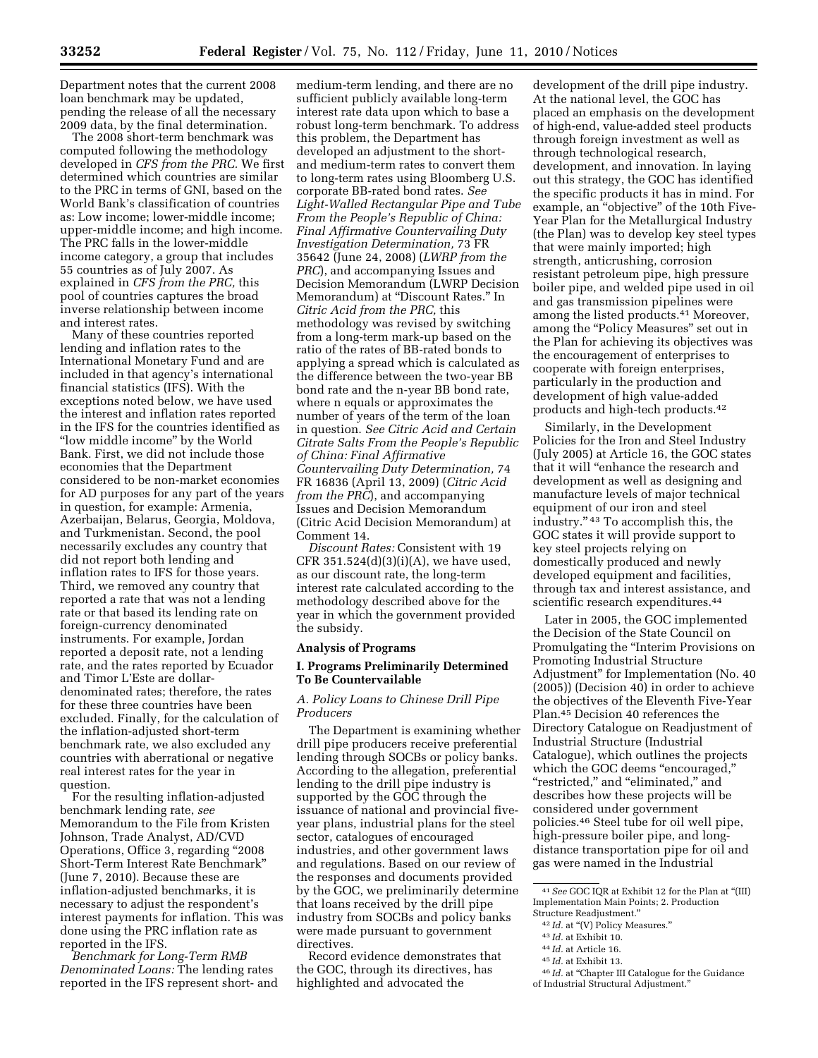Department notes that the current 2008 loan benchmark may be updated, pending the release of all the necessary 2009 data, by the final determination.

The 2008 short-term benchmark was computed following the methodology developed in *CFS from the PRC.* We first determined which countries are similar to the PRC in terms of GNI, based on the World Bank's classification of countries as: Low income; lower-middle income; upper-middle income; and high income. The PRC falls in the lower-middle income category, a group that includes 55 countries as of July 2007. As explained in *CFS from the PRC,* this pool of countries captures the broad inverse relationship between income and interest rates.

Many of these countries reported lending and inflation rates to the International Monetary Fund and are included in that agency's international financial statistics (IFS). With the exceptions noted below, we have used the interest and inflation rates reported in the IFS for the countries identified as "low middle income" by the World Bank. First, we did not include those economies that the Department considered to be non-market economies for AD purposes for any part of the years in question, for example: Armenia, Azerbaijan, Belarus, Georgia, Moldova, and Turkmenistan. Second, the pool necessarily excludes any country that did not report both lending and inflation rates to IFS for those years. Third, we removed any country that reported a rate that was not a lending rate or that based its lending rate on foreign-currency denominated instruments. For example, Jordan reported a deposit rate, not a lending rate, and the rates reported by Ecuador and Timor L'Este are dollar-denominated rates; therefore, the rates for these three countries have been excluded. Finally, for the calculation of the inflation-adjusted short-term benchmark rate, we also excluded any countries with aberrational or negative real interest rates for the year in question.

For the resulting inflation-adjusted benchmark lending rate, *see* Memorandum to the File from Kristen Johnson, Trade Analyst, AD/CVD Operations, Office 3, regarding "2008 Short-Term Interest Rate Benchmark" (June 7, 2010). Because these are inflation-adjusted benchmarks, it is necessary to adjust the respondent's interest payments for inflation. This was done using the PRC inflation rate as reported in the IFS.

*Benchmark for Long-Term RMB Denominated Loans:* The lending rates reported in the IFS represent short- and medium-term lending, and there are no sufficient publicly available long-term interest rate data upon which to base a robust long-term benchmark. To address this problem, the Department has developed an adjustment to the short- and medium-term rates to convert them to long-term rates using Bloomberg U.S. corporate BB-rated bond rates. *See Light-Walled Rectangular Pipe and Tube From the People's Republic of China: Final Affirmative Countervailing Duty Investigation Determination,* 73 FR 35642 (June 24, 2008) (*LWRP from the PRC*), and accompanying Issues and Decision Memorandum (LWRP Decision Memorandum) at "Discount Rates." In *Citric Acid from the PRC,* this methodology was revised by switching from a long-term mark-up based on the ratio of the rates of BB-rated bonds to applying a spread which is calculated as the difference between the two-year BB bond rate and the n-year BB bond rate, where n equals or approximates the number of years of the term of the loan in question. *See Citric Acid and Certain Citrate Salts From the People's Republic of China: Final Affirmative Countervailing Duty Determination,* 74 FR 16836 (April 13, 2009) (*Citric Acid from the PRC*), and accompanying Issues and Decision Memorandum (Citric Acid Decision Memorandum) at Comment 14.

*Discount Rates:* Consistent with 19 CFR 351.524(d)(3)(i)(A), we have used, as our discount rate, the long-term interest rate calculated according to the methodology described above for the year in which the government provided the subsidy.

## Analysis of Programs

### I. Programs Preliminarily Determined To Be Countervailable

#### *A. Policy Loans to Chinese Drill Pipe Producers*

The Department is examining whether drill pipe producers receive preferential lending through SOCBs or policy banks. According to the allegation, preferential lending to the drill pipe industry is supported by the GOC through the issuance of national and provincial five-year plans, industrial plans for the steel sector, catalogues of encouraged industries, and other government laws and regulations. Based on our review of the responses and documents provided by the GOC, we preliminarily determine that loans received by the drill pipe industry from SOCBs and policy banks were made pursuant to government directives.

Record evidence demonstrates that the GOC, through its directives, has highlighted and advocated the development of the drill pipe industry. At the national level, the GOC has placed an emphasis on the development of high-end, value-added steel products through foreign investment as well as through technological research, development, and innovation. In laying out this strategy, the GOC has identified the specific products it has in mind. For example, an "objective" of the 10th Five-Year Plan for the Metallurgical Industry (the Plan) was to develop key steel types that were mainly imported; high strength, anticrushing, corrosion resistant petroleum pipe, high pressure boiler pipe, and welded pipe used in oil and gas transmission pipelines were among the listed products.[41] Moreover, among the "Policy Measures" set out in the Plan for achieving its objectives was the encouragement of enterprises to cooperate with foreign enterprises, particularly in the production and development of high value-added products and high-tech products.[42]

Similarly, in the Development Policies for the Iron and Steel Industry (July 2005) at Article 16, the GOC states that it will "enhance the research and development as well as designing and manufacture levels of major technical equipment of our iron and steel industry."[43] To accomplish this, the GOC states it will provide support to key steel projects relying on domestically produced and newly developed equipment and facilities, through tax and interest assistance, and scientific research expenditures.[44]

Later in 2005, the GOC implemented the Decision of the State Council on Promulgating the "Interim Provisions on Promoting Industrial Structure Adjustment" for Implementation (No. 40 (2005)) (Decision 40) in order to achieve the objectives of the Eleventh Five-Year Plan.[45] Decision 40 references the Directory Catalogue on Readjustment of Industrial Structure (Industrial Catalogue), which outlines the projects which the GOC deems "encouraged," "restricted," and "eliminated," and describes how these projects will be considered under government policies.[46] Steel tube for oil well pipe, high-pressure boiler pipe, and long-distance transportation pipe for oil and gas were named in the Industrial

---

[41] *See* GOC IQR at Exhibit 12 for the Plan at "(III) Implementation Main Points; 2. Production Structure Readjustment."

[42] *Id.* at "(V) Policy Measures."

[43] *Id.* at Exhibit 10.

[44] *Id.* at Article 16.

[45] *Id.* at Exhibit 13.

[46] *Id.* at "Chapter III Catalogue for the Guidance of Industrial Structural Adjustment."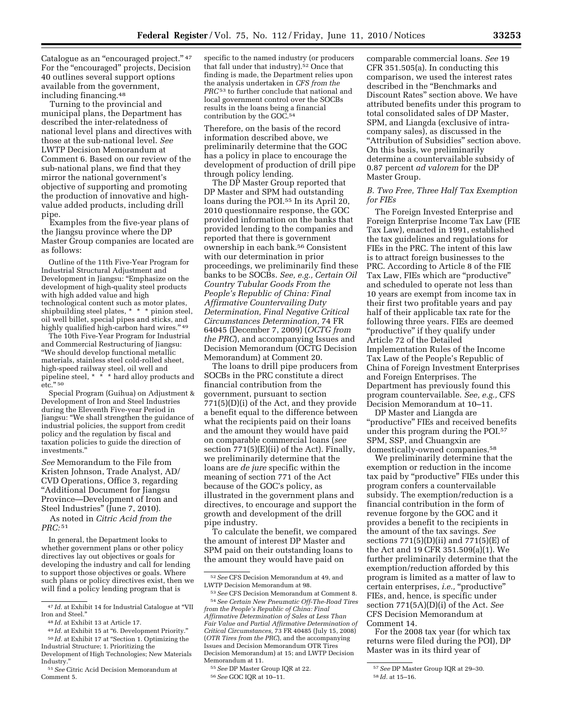Catalogue as an "encouraged project." [47] For the "encouraged" projects, Decision 40 outlines several support options available from the government, including financing.[48]

Turning to the provincial and municipal plans, the Department has described the inter-relatedness of national level plans and directives with those at the sub-national level. *See* LWTP Decision Memorandum at Comment 6. Based on our review of the sub-national plans, we find that they mirror the national government's objective of supporting and promoting the production of innovative and high-value added products, including drill pipe.

Examples from the five-year plans of the Jiangsu province where the DP Master Group companies are located are as follows:

> Outline of the 11th Five-Year Program for Industrial Structural Adjustment and Development in Jiangsu: "Emphasize on the development of high-quality steel products with high added value and high technological content such as motor plates, shipbuilding steel plates, * * * pinion steel, oil well billet, special pipes and sticks, and highly qualified high-carbon hard wires." [49]
>
> The 10th Five-Year Program for Industrial and Commercial Restructuring of Jiangsu: "We should develop functional metallic materials, stainless steel cold-rolled sheet, high-speed railway steel, oil well and pipeline steel, * * * hard alloy products and etc." [50]
>
> Special Program (Guihua) on Adjustment & Development of Iron and Steel Industries during the Eleventh Five-year Period in Jiangsu: "We shall strengthen the guidance of industrial policies, the support from credit policy and the regulation by fiscal and taxation policies to guide the direction of investments."

*See* Memorandum to the File from Kristen Johnson, Trade Analyst, AD/CVD Operations, Office 3, regarding "Additional Document for Jiangsu Province—Development of Iron and Steel Industries" (June 7, 2010).

As noted in *Citric Acid from the PRC:* [51]

> In general, the Department looks to whether government plans or other policy directives lay out objectives or goals for developing the industry and call for lending to support those objectives or goals. Where such plans or policy directives exist, then we will find a policy lending program that is specific to the named industry (or producers that fall under that industry).[52] Once that finding is made, the Department relies upon the analysis undertaken in *CFS from the PRC* [53] to further conclude that national and local government control over the SOCBs results in the loans being a financial contribution by the GOC.[54]

Therefore, on the basis of the record information described above, we preliminarily determine that the GOC has a policy in place to encourage the development of production of drill pipe through policy lending.

The DP Master Group reported that DP Master and SPM had outstanding loans during the POI.[55] In its April 20, 2010 questionnaire response, the GOC provided information on the banks that provided lending to the companies and reported that there is government ownership in each bank.[56] Consistent with our determination in prior proceedings, we preliminarily find these banks to be SOCBs. *See, e.g., Certain Oil Country Tubular Goods From the People's Republic of China: Final Affirmative Countervailing Duty Determination, Final Negative Critical Circumstances Determination,* 74 FR 64045 (December 7, 2009) (*OCTG from the PRC*), and accompanying Issues and Decision Memorandum (OCTG Decision Memorandum) at Comment 20.

The loans to drill pipe producers from SOCBs in the PRC constitute a direct financial contribution from the government, pursuant to section 771(5)(D)(i) of the Act, and they provide a benefit equal to the difference between what the recipients paid on their loans and the amount they would have paid on comparable commercial loans (*see* section 771(5)(E)(ii) of the Act). Finally, we preliminarily determine that the loans are *de jure* specific within the meaning of section 771 of the Act because of the GOC's policy, as illustrated in the government plans and directives, to encourage and support the growth and development of the drill pipe industry.

To calculate the benefit, we compared the amount of interest DP Master and SPM paid on their outstanding loans to the amount they would have paid on comparable commercial loans. *See* 19 CFR 351.505(a). In conducting this comparison, we used the interest rates described in the "Benchmarks and Discount Rates" section above. We have attributed benefits under this program to total consolidated sales of DP Master, SPM, and Liangda (exclusive of intra-company sales), as discussed in the "Attribution of Subsidies" section above. On this basis, we preliminarily determine a countervailable subsidy of 0.87 percent *ad valorem* for the DP Master Group.

### *B. Two Free, Three Half Tax Exemption for FIEs*

The Foreign Invested Enterprise and Foreign Enterprise Income Tax Law (FIE Tax Law), enacted in 1991, established the tax guidelines and regulations for FIEs in the PRC. The intent of this law is to attract foreign businesses to the PRC. According to Article 8 of the FIE Tax Law, FIEs which are "productive" and scheduled to operate not less than 10 years are exempt from income tax in their first two profitable years and pay half of their applicable tax rate for the following three years. FIEs are deemed "productive" if they qualify under Article 72 of the Detailed Implementation Rules of the Income Tax Law of the People's Republic of China of Foreign Investment Enterprises and Foreign Enterprises. The Department has previously found this program countervailable. *See, e.g.,* CFS Decision Memorandum at 10–11.

DP Master and Liangda are "productive" FIEs and received benefits under this program during the POI.[57] SPM, SSP, and Chuangxin are domestically-owned companies.[58]

We preliminarily determine that the exemption or reduction in the income tax paid by "productive" FIEs under this program confers a countervailable subsidy. The exemption/reduction is a financial contribution in the form of revenue forgone by the GOC and it provides a benefit to the recipients in the amount of the tax savings. *See* sections 771(5)(D)(ii) and 771(5)(E) of the Act and 19 CFR 351.509(a)(1). We further preliminarily determine that the exemption/reduction afforded by this program is limited as a matter of law to certain enterprises, *i.e.,* "productive" FIEs, and, hence, is specific under section 771(5A)(D)(i) of the Act. *See* CFS Decision Memorandum at Comment 14.

For the 2008 tax year (for which tax returns were filed during the POI), DP Master was in its third year of

---

[47] *Id.* at Exhibit 14 for Industrial Catalogue at "VII Iron and Steel."

[48] *Id.* at Exhibit 13 at Article 17.

[49] *Id.* at Exhibit 15 at "6. Development Priority."

[50] *Id.* at Exhibit 17 at "Section 1. Optimizing the Industrial Structure; 1. Prioritizing the Development of High Technologies; New Materials Industry."

[51] *See* Citric Acid Decision Memorandum at Comment 5.

[52] *See* CFS Decision Memorandum at 49, and LWTP Decision Memorandum at 98.

[53] *See* CFS Decision Memorandum at Comment 8.

[54] *See Certain New Pneumatic Off-The-Road Tires from the People's Republic of China: Final Affirmative Determination of Sales at Less Than Fair Value and Partial Affirmative Determination of Critical Circumstances,* 73 FR 40485 (July 15, 2008) (*OTR Tires from the PRC*), and the accompanying Issues and Decision Memorandum OTR Tires Decision Memorandum) at 15; and LWTP Decision Memorandum at 11.

[55] *See* DP Master Group IQR at 22.

[56] *See* GOC IQR at 10–11.

[57] *See* DP Master Group IQR at 29–30.

[58] *Id.* at 15–16.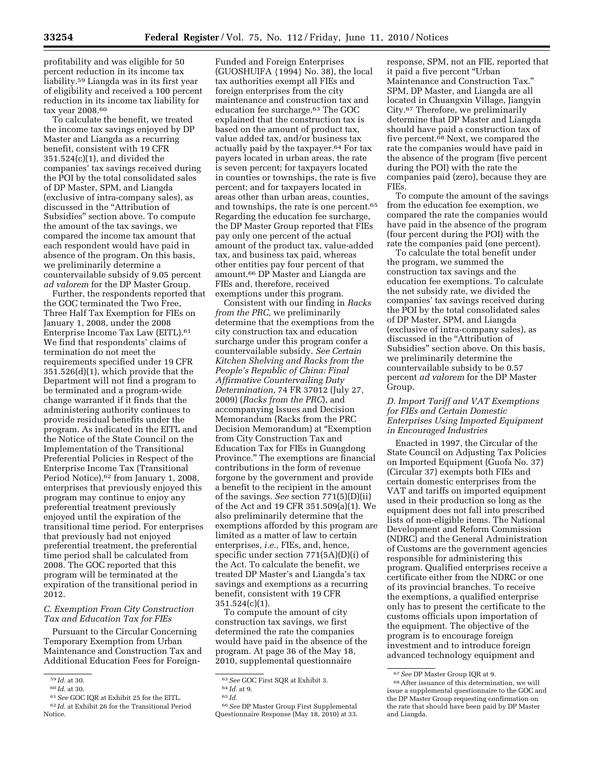profitability and was eligible for 50 percent reduction in its income tax liability.[59] Liangda was in its first year of eligibility and received a 100 percent reduction in its income tax liability for tax year 2008.[60]

To calculate the benefit, we treated the income tax savings enjoyed by DP Master and Liangda as a recurring benefit, consistent with 19 CFR 351.524(c)(1), and divided the companies' tax savings received during the POI by the total consolidated sales of DP Master, SPM, and Liangda (exclusive of intra-company sales), as discussed in the "Attribution of Subsidies" section above. To compute the amount of the tax savings, we compared the income tax amount that each respondent would have paid in absence of the program. On this basis, we preliminarily determine a countervailable subsidy of 9.05 percent *ad valorem* for the DP Master Group.

Further, the respondents reported that the GOC terminated the Two Free, Three Half Tax Exemption for FIEs on January 1, 2008, under the 2008 Enterprise Income Tax Law (EITL).[61] We find that respondents' claims of termination do not meet the requirements specified under 19 CFR 351.526(d)(1), which provide that the Department will not find a program to be terminated and a program-wide change warranted if it finds that the administering authority continues to provide residual benefits under the program. As indicated in the EITL and the Notice of the State Council on the Implementation of the Transitional Preferential Policies in Respect of the Enterprise Income Tax (Transitional Period Notice),[62] from January 1, 2008, enterprises that previously enjoyed this program may continue to enjoy any preferential treatment previously enjoyed until the expiration of the transitional time period. For enterprises that previously had not enjoyed preferential treatment, the preferential time period shall be calculated from 2008. The GOC reported that this program will be terminated at the expiration of the transitional period in 2012.

### *C. Exemption From City Construction Tax and Education Tax for FIEs*

Pursuant to the Circular Concerning Temporary Exemption from Urban Maintenance and Construction Tax and Additional Education Fees for Foreign-Funded and Foreign Enterprises (GUOSHUIFA {1994} No. 38), the local tax authorities exempt all FIEs and foreign enterprises from the city maintenance and construction tax and education fee surcharge.[63] The GOC explained that the construction tax is based on the amount of product tax, value added tax, and/or business tax actually paid by the taxpayer.[64] For tax payers located in urban areas, the rate is seven percent; for taxpayers located in counties or townships, the rate is five percent; and for taxpayers located in areas other than urban areas, counties, and townships, the rate is one percent.[65] Regarding the education fee surcharge, the DP Master Group reported that FIEs pay only one percent of the actual amount of the product tax, value-added tax, and business tax paid, whereas other entities pay four percent of that amount.[66] DP Master and Liangda are FIEs and, therefore, received exemptions under this program.

Consistent with our finding in *Racks from the PRC,* we preliminarily determine that the exemptions from the city construction tax and education surcharge under this program confer a countervailable subsidy. *See Certain Kitchen Shelving and Racks from the People's Republic of China: Final Affirmative Countervailing Duty Determination,* 74 FR 37012 (July 27, 2009) (*Racks from the PRC*), and accompanying Issues and Decision Memorandum (Racks from the PRC Decision Memorandum) at "Exemption from City Construction Tax and Education Tax for FIEs in Guangdong Province." The exemptions are financial contributions in the form of revenue forgone by the government and provide a benefit to the recipient in the amount of the savings. *See* section 771(5)(D)(ii) of the Act and 19 CFR 351.509(a)(1). We also preliminarily determine that the exemptions afforded by this program are limited as a matter of law to certain enterprises, *i.e.,* FIEs, and, hence, specific under section 771(5A)(D)(i) of the Act. To calculate the benefit, we treated DP Master's and Liangda's tax savings and exemptions as a recurring benefit, consistent with 19 CFR 351.524(c)(1).

To compute the amount of city construction tax savings, we first determined the rate the companies would have paid in the absence of the program. At page 36 of the May 18, 2010, supplemental questionnaire response, SPM, not an FIE, reported that it paid a five percent "Urban Maintenance and Construction Tax." SPM, DP Master, and Liangda are all located in Chuangxin Village, Jiangyin City.[67] Therefore, we preliminarily determine that DP Master and Liangda should have paid a construction tax of five percent.[68] Next, we compared the rate the companies would have paid in the absence of the program (five percent during the POI) with the rate the companies paid (zero), because they are FIEs.

To compute the amount of the savings from the education fee exemption, we compared the rate the companies would have paid in the absence of the program (four percent during the POI) with the rate the companies paid (one percent).

To calculate the total benefit under the program, we summed the construction tax savings and the education fee exemptions. To calculate the net subsidy rate, we divided the companies' tax savings received during the POI by the total consolidated sales of DP Master, SPM, and Liangda (exclusive of intra-company sales), as discussed in the "Attribution of Subsidies" section above. On this basis, we preliminarily determine the countervailable subsidy to be 0.57 percent *ad valorem* for the DP Master Group.

### *D. Import Tariff and VAT Exemptions for FIEs and Certain Domestic Enterprises Using Imported Equipment in Encouraged Industries*

Enacted in 1997, the Circular of the State Council on Adjusting Tax Policies on Imported Equipment (Guofa No. 37) (Circular 37) exempts both FIEs and certain domestic enterprises from the VAT and tariffs on imported equipment used in their production so long as the equipment does not fall into prescribed lists of non-eligible items. The National Development and Reform Commission (NDRC) and the General Administration of Customs are the government agencies responsible for administering this program. Qualified enterprises receive a certificate either from the NDRC or one of its provincial branches. To receive the exemptions, a qualified enterprise only has to present the certificate to the customs officials upon importation of the equipment. The objective of the program is to encourage foreign investment and to introduce foreign advanced technology equipment and

---

[59] *Id.* at 30.

[60] *Id.* at 30.

[61] *See* GOC IQR at Exhibit 25 for the EITL.

[62] *Id.* at Exhibit 26 for the Transitional Period Notice.

[63] *See* GOC First SQR at Exhibit 3.

[64] *Id.* at 9.

[65] *Id.*

[66] *See* DP Master Group First Supplemental Questionnaire Response (May 18, 2010) at 33.

[67] *See* DP Master Group IQR at 9.

[68] After issuance of this determination, we will issue a supplemental questionnaire to the GOC and the DP Master Group requesting confirmation on the rate that should have been paid by DP Master and Liangda.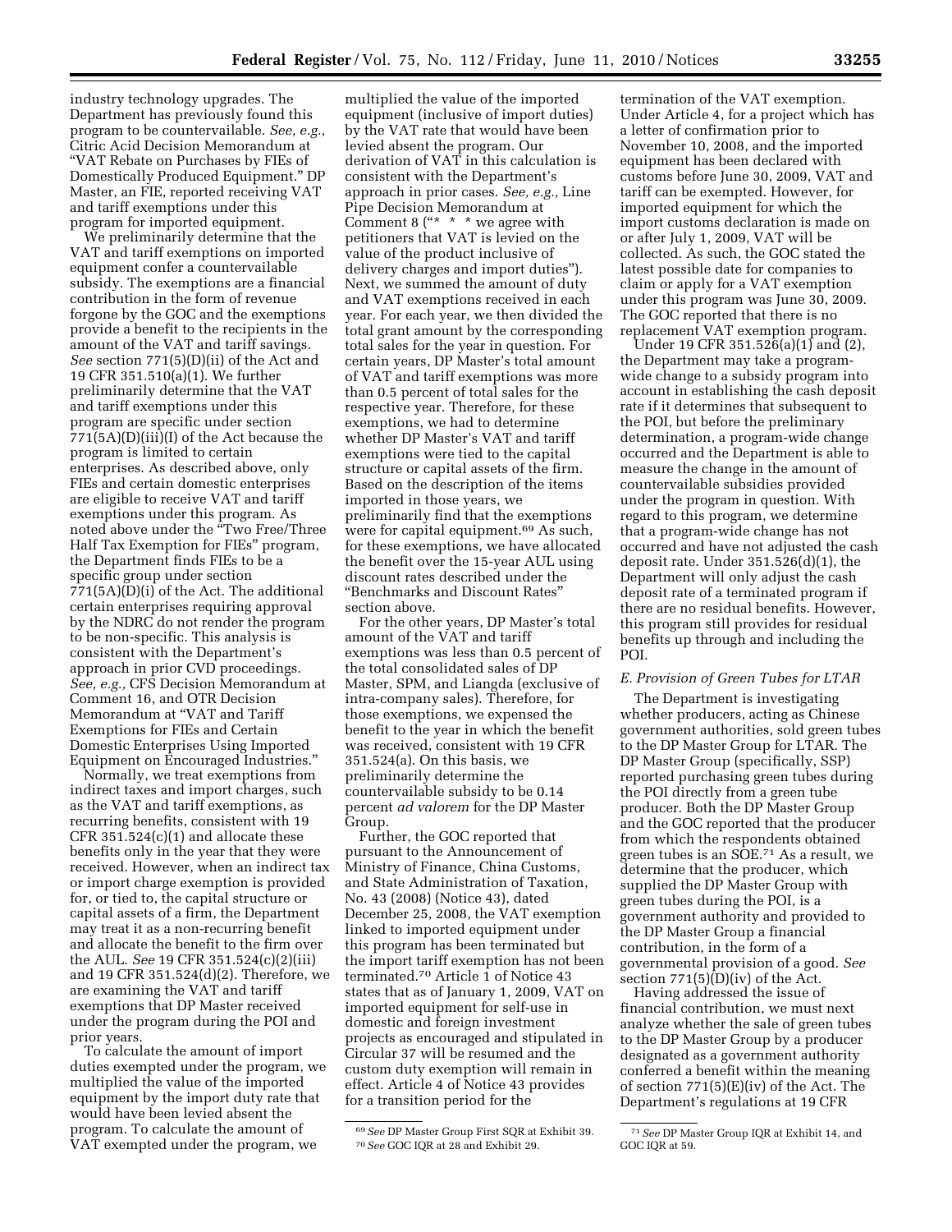industry technology upgrades. The Department has previously found this program to be countervailable. *See, e.g.,* Citric Acid Decision Memorandum at "VAT Rebate on Purchases by FIEs of Domestically Produced Equipment." DP Master, an FIE, reported receiving VAT and tariff exemptions under this program for imported equipment.

We preliminarily determine that the VAT and tariff exemptions on imported equipment confer a countervailable subsidy. The exemptions are a financial contribution in the form of revenue forgone by the GOC and the exemptions provide a benefit to the recipients in the amount of the VAT and tariff savings. *See* section 771(5)(D)(ii) of the Act and 19 CFR 351.510(a)(1). We further preliminarily determine that the VAT and tariff exemptions under this program are specific under section 771(5A)(D)(iii)(I) of the Act because the program is limited to certain enterprises. As described above, only FIEs and certain domestic enterprises are eligible to receive VAT and tariff exemptions under this program. As noted above under the "Two Free/Three Half Tax Exemption for FIEs" program, the Department finds FIEs to be a specific group under section 771(5A)(D)(i) of the Act. The additional certain enterprises requiring approval by the NDRC do not render the program to be non-specific. This analysis is consistent with the Department's approach in prior CVD proceedings. *See, e.g.,* CFS Decision Memorandum at Comment 16, and OTR Decision Memorandum at "VAT and Tariff Exemptions for FIEs and Certain Domestic Enterprises Using Imported Equipment on Encouraged Industries."

Normally, we treat exemptions from indirect taxes and import charges, such as the VAT and tariff exemptions, as recurring benefits, consistent with 19 CFR 351.524(c)(1) and allocate these benefits only in the year that they were received. However, when an indirect tax or import charge exemption is provided for, or tied to, the capital structure or capital assets of a firm, the Department may treat it as a non-recurring benefit and allocate the benefit to the firm over the AUL. *See* 19 CFR 351.524(c)(2)(iii) and 19 CFR 351.524(d)(2). Therefore, we are examining the VAT and tariff exemptions that DP Master received under the program during the POI and prior years.

To calculate the amount of import duties exempted under the program, we multiplied the value of the imported equipment by the import duty rate that would have been levied absent the program. To calculate the amount of VAT exempted under the program, we multiplied the value of the imported equipment (inclusive of import duties) by the VAT rate that would have been levied absent the program. Our derivation of VAT in this calculation is consistent with the Department's approach in prior cases. *See, e.g.,* Line Pipe Decision Memorandum at Comment 8 ("* * * we agree with petitioners that VAT is levied on the value of the product inclusive of delivery charges and import duties"). Next, we summed the amount of duty and VAT exemptions received in each year. For each year, we then divided the total grant amount by the corresponding total sales for the year in question. For certain years, DP Master's total amount of VAT and tariff exemptions was more than 0.5 percent of total sales for the respective year. Therefore, for these exemptions, we had to determine whether DP Master's VAT and tariff exemptions were tied to the capital structure or capital assets of the firm. Based on the description of the items imported in those years, we preliminarily find that the exemptions were for capital equipment.[69] As such, for these exemptions, we have allocated the benefit over the 15-year AUL using discount rates described under the "Benchmarks and Discount Rates" section above.

For the other years, DP Master's total amount of the VAT and tariff exemptions was less than 0.5 percent of the total consolidated sales of DP Master, SPM, and Liangda (exclusive of intra-company sales). Therefore, for those exemptions, we expensed the benefit to the year in which the benefit was received, consistent with 19 CFR 351.524(a). On this basis, we preliminarily determine the countervailable subsidy to be 0.14 percent *ad valorem* for the DP Master Group.

Further, the GOC reported that pursuant to the Announcement of Ministry of Finance, China Customs, and State Administration of Taxation, No. 43 (2008) (Notice 43), dated December 25, 2008, the VAT exemption linked to imported equipment under this program has been terminated but the import tariff exemption has not been terminated.[70] Article 1 of Notice 43 states that as of January 1, 2009, VAT on imported equipment for self-use in domestic and foreign investment projects as encouraged and stipulated in Circular 37 will be resumed and the custom duty exemption will remain in effect. Article 4 of Notice 43 provides for a transition period for the termination of the VAT exemption. Under Article 4, for a project which has a letter of confirmation prior to November 10, 2008, and the imported equipment has been declared with customs before June 30, 2009, VAT and tariff can be exempted. However, for imported equipment for which the import customs declaration is made on or after July 1, 2009, VAT will be collected. As such, the GOC stated the latest possible date for companies to claim or apply for a VAT exemption under this program was June 30, 2009. The GOC reported that there is no replacement VAT exemption program.

Under 19 CFR 351.526(a)(1) and (2), the Department may take a program-wide change to a subsidy program into account in establishing the cash deposit rate if it determines that subsequent to the POI, but before the preliminary determination, a program-wide change occurred and the Department is able to measure the change in the amount of countervailable subsidies provided under the program in question. With regard to this program, we determine that a program-wide change has not occurred and have not adjusted the cash deposit rate. Under 351.526(d)(1), the Department will only adjust the cash deposit rate of a terminated program if there are no residual benefits. However, this program still provides for residual benefits up through and including the POI.

*E. Provision of Green Tubes for LTAR*

The Department is investigating whether producers, acting as Chinese government authorities, sold green tubes to the DP Master Group for LTAR. The DP Master Group (specifically, SSP) reported purchasing green tubes during the POI directly from a green tube producer. Both the DP Master Group and the GOC reported that the producer from which the respondents obtained green tubes is an SOE.[71] As a result, we determine that the producer, which supplied the DP Master Group with green tubes during the POI, is a government authority and provided to the DP Master Group a financial contribution, in the form of a governmental provision of a good. *See* section 771(5)(D)(iv) of the Act.

Having addressed the issue of financial contribution, we must next analyze whether the sale of green tubes to the DP Master Group by a producer designated as a government authority conferred a benefit within the meaning of section 771(5)(E)(iv) of the Act. The Department's regulations at 19 CFR

[69] *See* DP Master Group First SQR at Exhibit 39.

[70] *See* GOC IQR at 28 and Exhibit 29.

[71] *See* DP Master Group IQR at Exhibit 14, and GOC IQR at 59.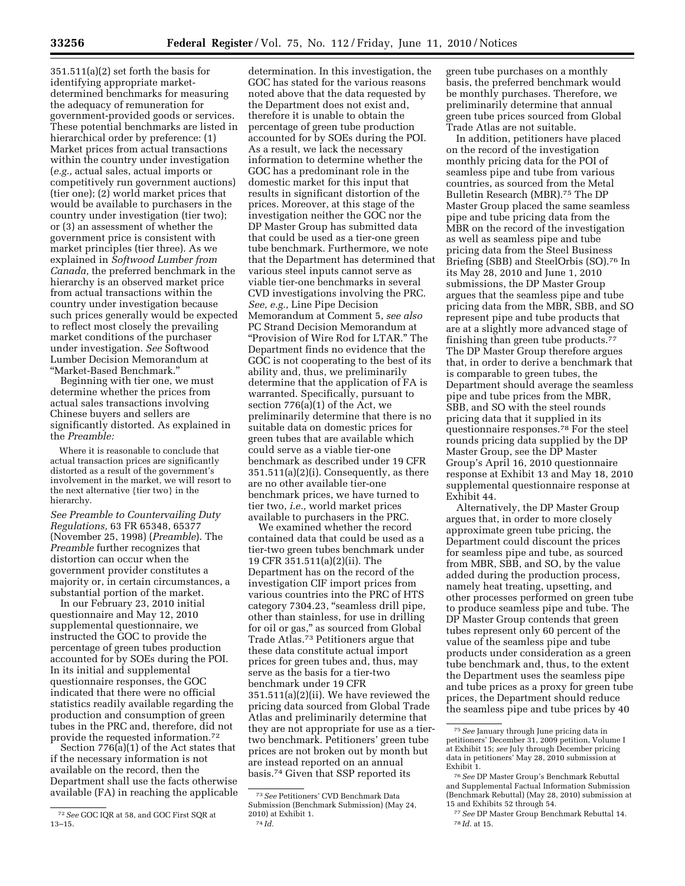351.511(a)(2) set forth the basis for identifying appropriate market-determined benchmarks for measuring the adequacy of remuneration for government-provided goods or services. These potential benchmarks are listed in hierarchical order by preference: (1) Market prices from actual transactions within the country under investigation (*e.g.,* actual sales, actual imports or competitively run government auctions) (tier one); (2) world market prices that would be available to purchasers in the country under investigation (tier two); or (3) an assessment of whether the government price is consistent with market principles (tier three). As we explained in *Softwood Lumber from Canada,* the preferred benchmark in the hierarchy is an observed market price from actual transactions within the country under investigation because such prices generally would be expected to reflect most closely the prevailing market conditions of the purchaser under investigation. *See* Softwood Lumber Decision Memorandum at "Market-Based Benchmark."

Beginning with tier one, we must determine whether the prices from actual sales transactions involving Chinese buyers and sellers are significantly distorted. As explained in the *Preamble:*

> Where it is reasonable to conclude that actual transaction prices are significantly distorted as a result of the government's involvement in the market, we will resort to the next alternative {tier two} in the hierarchy.

*See Preamble to Countervailing Duty Regulations,* 63 FR 65348, 65377 (November 25, 1998) (*Preamble*). The *Preamble* further recognizes that distortion can occur when the government provider constitutes a majority or, in certain circumstances, a substantial portion of the market.

In our February 23, 2010 initial questionnaire and May 12, 2010 supplemental questionnaire, we instructed the GOC to provide the percentage of green tubes production accounted for by SOEs during the POI. In its initial and supplemental questionnaire responses, the GOC indicated that there were no official statistics readily available regarding the production and consumption of green tubes in the PRC and, therefore, did not provide the requested information.[72]

Section 776(a)(1) of the Act states that if the necessary information is not available on the record, then the Department shall use the facts otherwise available (FA) in reaching the applicable determination. In this investigation, the GOC has stated for the various reasons noted above that the data requested by the Department does not exist and, therefore it is unable to obtain the percentage of green tube production accounted for by SOEs during the POI. As a result, we lack the necessary information to determine whether the GOC has a predominant role in the domestic market for this input that results in significant distortion of the prices. Moreover, at this stage of the investigation neither the GOC nor the DP Master Group has submitted data that could be used as a tier-one green tube benchmark. Furthermore, we note that the Department has determined that various steel inputs cannot serve as viable tier-one benchmarks in several CVD investigations involving the PRC. *See, e.g.,* Line Pipe Decision Memorandum at Comment 5, *see also* PC Strand Decision Memorandum at "Provision of Wire Rod for LTAR." The Department finds no evidence that the GOC is not cooperating to the best of its ability and, thus, we preliminarily determine that the application of FA is warranted. Specifically, pursuant to section 776(a)(1) of the Act, we preliminarily determine that there is no suitable data on domestic prices for green tubes that are available which could serve as a viable tier-one benchmark as described under 19 CFR 351.511(a)(2)(i). Consequently, as there are no other available tier-one benchmark prices, we have turned to tier two, *i.e.,* world market prices available to purchasers in the PRC.

We examined whether the record contained data that could be used as a tier-two green tubes benchmark under 19 CFR 351.511(a)(2)(ii). The Department has on the record of the investigation CIF import prices from various countries into the PRC of HTS category 7304.23, "seamless drill pipe, other than stainless, for use in drilling for oil or gas," as sourced from Global Trade Atlas.[73] Petitioners argue that these data constitute actual import prices for green tubes and, thus, may serve as the basis for a tier-two benchmark under 19 CFR 351.511(a)(2)(ii). We have reviewed the pricing data sourced from Global Trade Atlas and preliminarily determine that they are not appropriate for use as a tier-two benchmark. Petitioners' green tube prices are not broken out by month but are instead reported on an annual basis.[74] Given that SSP reported its green tube purchases on a monthly basis, the preferred benchmark would be monthly purchases. Therefore, we preliminarily determine that annual green tube prices sourced from Global Trade Atlas are not suitable.

In addition, petitioners have placed on the record of the investigation monthly pricing data for the POI of seamless pipe and tube from various countries, as sourced from the Metal Bulletin Research (MBR).[75] The DP Master Group placed the same seamless pipe and tube pricing data from the MBR on the record of the investigation as well as seamless pipe and tube pricing data from the Steel Business Briefing (SBB) and SteelOrbis (SO).[76] In its May 28, 2010 and June 1, 2010 submissions, the DP Master Group argues that the seamless pipe and tube pricing data from the MBR, SBB, and SO represent pipe and tube products that are at a slightly more advanced stage of finishing than green tube products.[77] The DP Master Group therefore argues that, in order to derive a benchmark that is comparable to green tubes, the Department should average the seamless pipe and tube prices from the MBR, SBB, and SO with the steel rounds pricing data that it supplied in its questionnaire responses.[78] For the steel rounds pricing data supplied by the DP Master Group, see the DP Master Group's April 16, 2010 questionnaire response at Exhibit 13 and May 18, 2010 supplemental questionnaire response at Exhibit 44.

Alternatively, the DP Master Group argues that, in order to more closely approximate green tube pricing, the Department could discount the prices for seamless pipe and tube, as sourced from MBR, SBB, and SO, by the value added during the production process, namely heat treating, upsetting, and other processes performed on green tube to produce seamless pipe and tube. The DP Master Group contends that green tubes represent only 60 percent of the value of the seamless pipe and tube products under consideration as a green tube benchmark and, thus, to the extent the Department uses the seamless pipe and tube prices as a proxy for green tube prices, the Department should reduce the seamless pipe and tube prices by 40

---

[72] *See* GOC IQR at 58, and GOC First SQR at 13–15.

[73] *See* Petitioners' CVD Benchmark Data Submission (Benchmark Submission) (May 24, 2010) at Exhibit 1.

[74] *Id.*

[75] *See* January through June pricing data in petitioners' December 31, 2009 petition, Volume I at Exhibit 15; *see* July through December pricing data in petitioners' May 28, 2010 submission at Exhibit 1.

[76] *See* DP Master Group's Benchmark Rebuttal and Supplemental Factual Information Submission (Benchmark Rebuttal) (May 28, 2010) submission at 15 and Exhibits 52 through 54.

[77] *See* DP Master Group Benchmark Rebuttal 14.

[78] *Id.* at 15.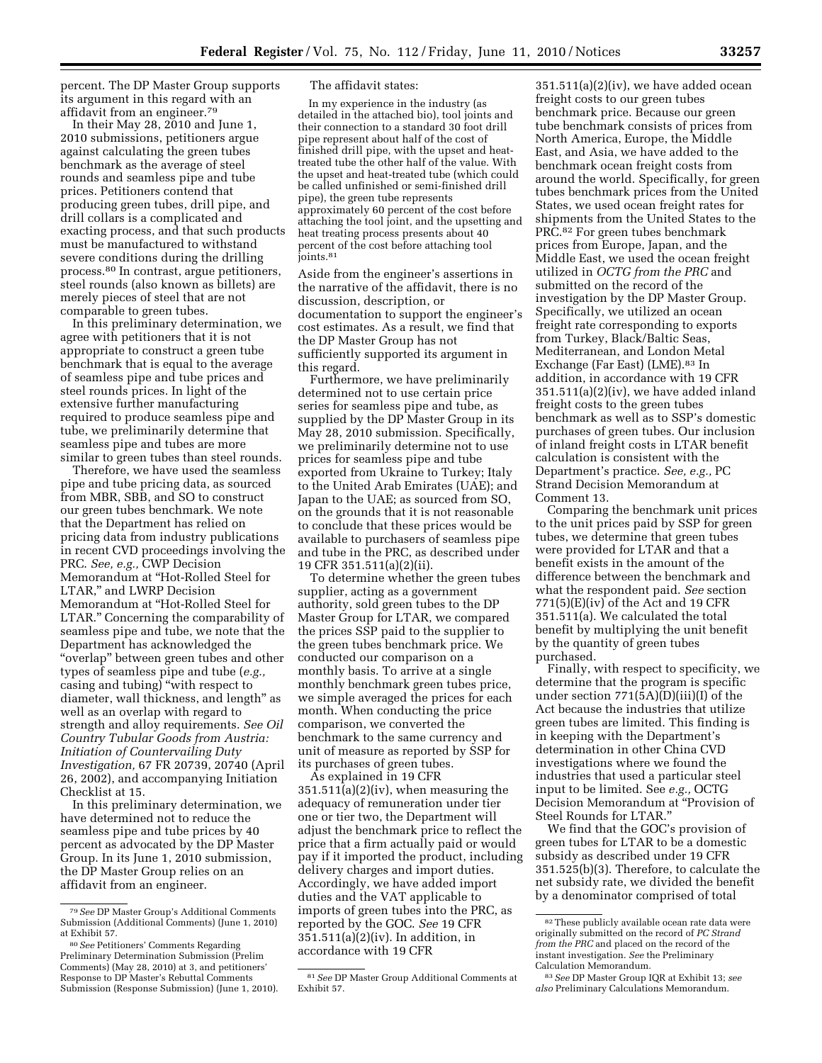percent. The DP Master Group supports its argument in this regard with an affidavit from an engineer.[79]

In their May 28, 2010 and June 1, 2010 submissions, petitioners argue against calculating the green tubes benchmark as the average of steel rounds and seamless pipe and tube prices. Petitioners contend that producing green tubes, drill pipe, and drill collars is a complicated and exacting process, and that such products must be manufactured to withstand severe conditions during the drilling process.[80] In contrast, argue petitioners, steel rounds (also known as billets) are merely pieces of steel that are not comparable to green tubes.

In this preliminary determination, we agree with petitioners that it is not appropriate to construct a green tube benchmark that is equal to the average of seamless pipe and tube prices and steel rounds prices. In light of the extensive further manufacturing required to produce seamless pipe and tube, we preliminarily determine that seamless pipe and tubes are more similar to green tubes than steel rounds.

Therefore, we have used the seamless pipe and tube pricing data, as sourced from MBR, SBB, and SO to construct our green tubes benchmark. We note that the Department has relied on pricing data from industry publications in recent CVD proceedings involving the PRC. *See, e.g.,* CWP Decision Memorandum at "Hot-Rolled Steel for LTAR," and LWRP Decision Memorandum at "Hot-Rolled Steel for LTAR." Concerning the comparability of seamless pipe and tube, we note that the Department has acknowledged the "overlap" between green tubes and other types of seamless pipe and tube (*e.g.,* casing and tubing) "with respect to diameter, wall thickness, and length" as well as an overlap with regard to strength and alloy requirements. *See Oil Country Tubular Goods from Austria: Initiation of Countervailing Duty Investigation,* 67 FR 20739, 20740 (April 26, 2002), and accompanying Initiation Checklist at 15.

In this preliminary determination, we have determined not to reduce the seamless pipe and tube prices by 40 percent as advocated by the DP Master Group. In its June 1, 2010 submission, the DP Master Group relies on an affidavit from an engineer.

The affidavit states:

> In my experience in the industry (as detailed in the attached bio), tool joints and their connection to a standard 30 foot drill pipe represent about half of the cost of finished drill pipe, with the upset and heat-treated tube the other half of the value. With the upset and heat-treated tube (which could be called unfinished or semi-finished drill pipe), the green tube represents approximately 60 percent of the cost before attaching the tool joint, and the upsetting and heat treating process presents about 40 percent of the cost before attaching tool joints.[81]

Aside from the engineer's assertions in the narrative of the affidavit, there is no discussion, description, or documentation to support the engineer's cost estimates. As a result, we find that the DP Master Group has not sufficiently supported its argument in this regard.

Furthermore, we have preliminarily determined not to use certain price series for seamless pipe and tube, as supplied by the DP Master Group in its May 28, 2010 submission. Specifically, we preliminarily determine not to use prices for seamless pipe and tube exported from Ukraine to Turkey; Italy to the United Arab Emirates (UAE); and Japan to the UAE; as sourced from SO, on the grounds that it is not reasonable to conclude that these prices would be available to purchasers of seamless pipe and tube in the PRC, as described under 19 CFR 351.511(a)(2)(ii).

To determine whether the green tubes supplier, acting as a government authority, sold green tubes to the DP Master Group for LTAR, we compared the prices SSP paid to the supplier to the green tubes benchmark price. We conducted our comparison on a monthly basis. To arrive at a single monthly benchmark green tubes price, we simple averaged the prices for each month. When conducting the price comparison, we converted the benchmark to the same currency and unit of measure as reported by SSP for its purchases of green tubes.

As explained in 19 CFR 351.511(a)(2)(iv), when measuring the adequacy of remuneration under tier one or tier two, the Department will adjust the benchmark price to reflect the price that a firm actually paid or would pay if it imported the product, including delivery charges and import duties. Accordingly, we have added import duties and the VAT applicable to imports of green tubes into the PRC, as reported by the GOC. *See* 19 CFR 351.511(a)(2)(iv). In addition, in accordance with 19 CFR 351.511(a)(2)(iv), we have added ocean freight costs to our green tubes benchmark price. Because our green tube benchmark consists of prices from North America, Europe, the Middle East, and Asia, we have added to the benchmark ocean freight costs from around the world. Specifically, for green tubes benchmark prices from the United States, we used ocean freight rates for shipments from the United States to the PRC.[82] For green tubes benchmark prices from Europe, Japan, and the Middle East, we used the ocean freight utilized in *OCTG from the PRC* and submitted on the record of the investigation by the DP Master Group. Specifically, we utilized an ocean freight rate corresponding to exports from Turkey, Black/Baltic Seas, Mediterranean, and London Metal Exchange (Far East) (LME).[83] In addition, in accordance with 19 CFR 351.511(a)(2)(iv), we have added inland freight costs to the green tubes benchmark as well as to SSP's domestic purchases of green tubes. Our inclusion of inland freight costs in LTAR benefit calculation is consistent with the Department's practice. *See, e.g.,* PC Strand Decision Memorandum at Comment 13.

Comparing the benchmark unit prices to the unit prices paid by SSP for green tubes, we determine that green tubes were provided for LTAR and that a benefit exists in the amount of the difference between the benchmark and what the respondent paid. *See* section 771(5)(E)(iv) of the Act and 19 CFR 351.511(a). We calculated the total benefit by multiplying the unit benefit by the quantity of green tubes purchased.

Finally, with respect to specificity, we determine that the program is specific under section 771(5A)(D)(iii)(I) of the Act because the industries that utilize green tubes are limited. This finding is in keeping with the Department's determination in other China CVD investigations where we found the industries that used a particular steel input to be limited. See *e.g.,* OCTG Decision Memorandum at "Provision of Steel Rounds for LTAR."

We find that the GOC's provision of green tubes for LTAR to be a domestic subsidy as described under 19 CFR 351.525(b)(3). Therefore, to calculate the net subsidy rate, we divided the benefit by a denominator comprised of total

---

[79] *See* DP Master Group's Additional Comments Submission (Additional Comments) (June 1, 2010) at Exhibit 57.

[80] *See* Petitioners' Comments Regarding Preliminary Determination Submission (Prelim Comments) (May 28, 2010) at 3, and petitioners' Response to DP Master's Rebuttal Comments Submission (Response Submission) (June 1, 2010).

[81] *See* DP Master Group Additional Comments at Exhibit 57.

[82] These publicly available ocean rate data were originally submitted on the record of *PC Strand from the PRC* and placed on the record of the instant investigation. *See* the Preliminary Calculation Memorandum.

[83] *See* DP Master Group IQR at Exhibit 13; *see also* Preliminary Calculations Memorandum.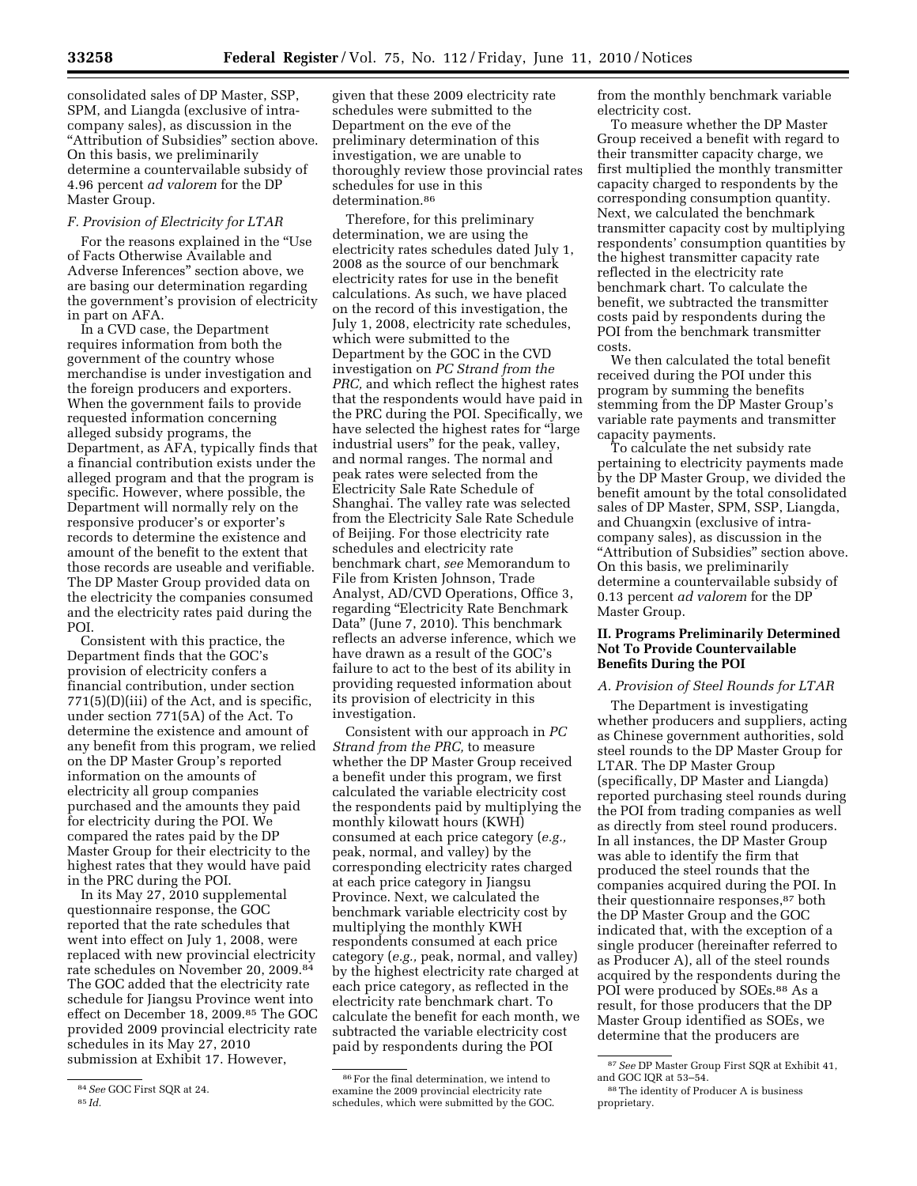consolidated sales of DP Master, SSP, SPM, and Liangda (exclusive of intra-company sales), as discussion in the "Attribution of Subsidies" section above. On this basis, we preliminarily determine a countervailable subsidy of 4.96 percent *ad valorem* for the DP Master Group.

*F. Provision of Electricity for LTAR*

For the reasons explained in the "Use of Facts Otherwise Available and Adverse Inferences" section above, we are basing our determination regarding the government's provision of electricity in part on AFA.

In a CVD case, the Department requires information from both the government of the country whose merchandise is under investigation and the foreign producers and exporters. When the government fails to provide requested information concerning alleged subsidy programs, the Department, as AFA, typically finds that a financial contribution exists under the alleged program and that the program is specific. However, where possible, the Department will normally rely on the responsive producer's or exporter's records to determine the existence and amount of the benefit to the extent that those records are useable and verifiable. The DP Master Group provided data on the electricity the companies consumed and the electricity rates paid during the POI.

Consistent with this practice, the Department finds that the GOC's provision of electricity confers a financial contribution, under section 771(5)(D)(iii) of the Act, and is specific, under section 771(5A) of the Act. To determine the existence and amount of any benefit from this program, we relied on the DP Master Group's reported information on the amounts of electricity all group companies purchased and the amounts they paid for electricity during the POI. We compared the rates paid by the DP Master Group for their electricity to the highest rates that they would have paid in the PRC during the POI.

In its May 27, 2010 supplemental questionnaire response, the GOC reported that the rate schedules that went into effect on July 1, 2008, were replaced with new provincial electricity rate schedules on November 20, 2009.[84] The GOC added that the electricity rate schedule for Jiangsu Province went into effect on December 18, 2009.[85] The GOC provided 2009 provincial electricity rate schedules in its May 27, 2010 submission at Exhibit 17. However, given that these 2009 electricity rate schedules were submitted to the Department on the eve of the preliminary determination of this investigation, we are unable to thoroughly review those provincial rates schedules for use in this determination.[86]

Therefore, for this preliminary determination, we are using the electricity rates schedules dated July 1, 2008 as the source of our benchmark electricity rates for use in the benefit calculations. As such, we have placed on the record of this investigation, the July 1, 2008, electricity rate schedules, which were submitted to the Department by the GOC in the CVD investigation on *PC Strand from the PRC*, and which reflect the highest rates that the respondents would have paid in the PRC during the POI. Specifically, we have selected the highest rates for "large industrial users" for the peak, valley, and normal ranges. The normal and peak rates were selected from the Electricity Sale Rate Schedule of Shanghai. The valley rate was selected from the Electricity Sale Rate Schedule of Beijing. For those electricity rate schedules and electricity rate benchmark chart, *see* Memorandum to File from Kristen Johnson, Trade Analyst, AD/CVD Operations, Office 3, regarding "Electricity Rate Benchmark Data" (June 7, 2010). This benchmark reflects an adverse inference, which we have drawn as a result of the GOC's failure to act to the best of its ability in providing requested information about its provision of electricity in this investigation.

Consistent with our approach in *PC Strand from the PRC*, to measure whether the DP Master Group received a benefit under this program, we first calculated the variable electricity cost the respondents paid by multiplying the monthly kilowatt hours (KWH) consumed at each price category (*e.g.*, peak, normal, and valley) by the corresponding electricity rates charged at each price category in Jiangsu Province. Next, we calculated the benchmark variable electricity cost by multiplying the monthly KWH respondents consumed at each price category (*e.g.*, peak, normal, and valley) by the highest electricity rate charged at each price category, as reflected in the electricity rate benchmark chart. To calculate the benefit for each month, we subtracted the variable electricity cost paid by respondents during the POI from the monthly benchmark variable electricity cost.

To measure whether the DP Master Group received a benefit with regard to their transmitter capacity charge, we first multiplied the monthly transmitter capacity charged to respondents by the corresponding consumption quantity. Next, we calculated the benchmark transmitter capacity cost by multiplying respondents' consumption quantities by the highest transmitter capacity rate reflected in the electricity rate benchmark chart. To calculate the benefit, we subtracted the transmitter costs paid by respondents during the POI from the benchmark transmitter costs.

We then calculated the total benefit received during the POI under this program by summing the benefits stemming from the DP Master Group's variable rate payments and transmitter capacity payments.

To calculate the net subsidy rate pertaining to electricity payments made by the DP Master Group, we divided the benefit amount by the total consolidated sales of DP Master, SPM, SSP, Liangda, and Chuangxin (exclusive of intra-company sales), as discussion in the "Attribution of Subsidies" section above. On this basis, we preliminarily determine a countervailable subsidy of 0.13 percent *ad valorem* for the DP Master Group.

## II. Programs Preliminarily Determined Not To Provide Countervailable Benefits During the POI

*A. Provision of Steel Rounds for LTAR*

The Department is investigating whether producers and suppliers, acting as Chinese government authorities, sold steel rounds to the DP Master Group for LTAR. The DP Master Group (specifically, DP Master and Liangda) reported purchasing steel rounds during the POI from trading companies as well as directly from steel round producers. In all instances, the DP Master Group was able to identify the firm that produced the steel rounds that the companies acquired during the POI. In their questionnaire responses,[87] both the DP Master Group and the GOC indicated that, with the exception of a single producer (hereinafter referred to as Producer A), all of the steel rounds acquired by the respondents during the POI were produced by SOEs.[88] As a result, for those producers that the DP Master Group identified as SOEs, we determine that the producers are

---

[84] *See* GOC First SQR at 24.

[85] *Id.*

[86] For the final determination, we intend to examine the 2009 provincial electricity rate schedules, which were submitted by the GOC.

[87] *See* DP Master Group First SQR at Exhibit 41, and GOC IQR at 53–54.

[88] The identity of Producer A is business proprietary.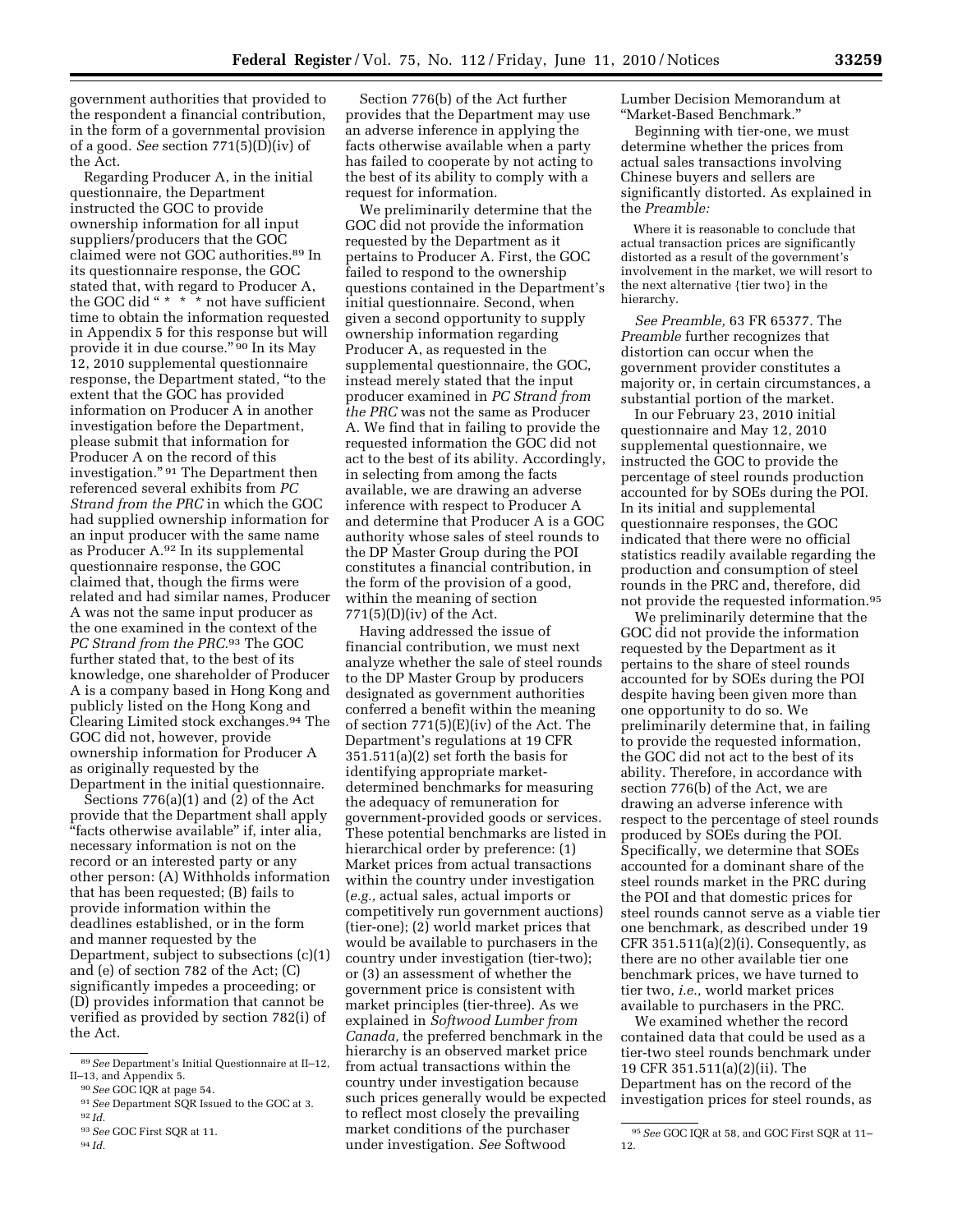government authorities that provided to the respondent a financial contribution, in the form of a governmental provision of a good. *See* section 771(5)(D)(iv) of the Act.

Regarding Producer A, in the initial questionnaire, the Department instructed the GOC to provide ownership information for all input suppliers/producers that the GOC claimed were not GOC authorities.[89] In its questionnaire response, the GOC stated that, with regard to Producer A, the GOC did "* * * not have sufficient time to obtain the information requested in Appendix 5 for this response but will provide it in due course."[90] In its May 12, 2010 supplemental questionnaire response, the Department stated, "to the extent that the GOC has provided information on Producer A in another investigation before the Department, please submit that information for Producer A on the record of this investigation."[91] The Department then referenced several exhibits from *PC Strand from the PRC* in which the GOC had supplied ownership information for an input producer with the same name as Producer A.[92] In its supplemental questionnaire response, the GOC claimed that, though the firms were related and had similar names, Producer A was not the same input producer as the one examined in the context of the *PC Strand from the PRC.*[93] The GOC further stated that, to the best of its knowledge, one shareholder of Producer A is a company based in Hong Kong and publicly listed on the Hong Kong and Clearing Limited stock exchanges.[94] The GOC did not, however, provide ownership information for Producer A as originally requested by the Department in the initial questionnaire.

Sections 776(a)(1) and (2) of the Act provide that the Department shall apply "facts otherwise available" if, inter alia, necessary information is not on the record or an interested party or any other person: (A) Withholds information that has been requested; (B) fails to provide information within the deadlines established, or in the form and manner requested by the Department, subject to subsections (c)(1) and (e) of section 782 of the Act; (C) significantly impedes a proceeding; or (D) provides information that cannot be verified as provided by section 782(i) of the Act.

Section 776(b) of the Act further provides that the Department may use an adverse inference in applying the facts otherwise available when a party has failed to cooperate by not acting to the best of its ability to comply with a request for information.

We preliminarily determine that the GOC did not provide the information requested by the Department as it pertains to Producer A. First, the GOC failed to respond to the ownership questions contained in the Department's initial questionnaire. Second, when given a second opportunity to supply ownership information regarding Producer A, as requested in the supplemental questionnaire, the GOC, instead merely stated that the input producer examined in *PC Strand from the PRC* was not the same as Producer A. We find that in failing to provide the requested information the GOC did not act to the best of its ability. Accordingly, in selecting from among the facts available, we are drawing an adverse inference with respect to Producer A and determine that Producer A is a GOC authority whose sales of steel rounds to the DP Master Group during the POI constitutes a financial contribution, in the form of the provision of a good, within the meaning of section 771(5)(D)(iv) of the Act.

Having addressed the issue of financial contribution, we must next analyze whether the sale of steel rounds to the DP Master Group by producers designated as government authorities conferred a benefit within the meaning of section 771(5)(E)(iv) of the Act. The Department's regulations at 19 CFR 351.511(a)(2) set forth the basis for identifying appropriate market-determined benchmarks for measuring the adequacy of remuneration for government-provided goods or services. These potential benchmarks are listed in hierarchical order by preference: (1) Market prices from actual transactions within the country under investigation (*e.g.,* actual sales, actual imports or competitively run government auctions) (tier-one); (2) world market prices that would be available to purchasers in the country under investigation (tier-two); or (3) an assessment of whether the government price is consistent with market principles (tier-three). As we explained in *Softwood Lumber from Canada,* the preferred benchmark in the hierarchy is an observed market price from actual transactions within the country under investigation because such prices generally would be expected to reflect most closely the prevailing market conditions of the purchaser under investigation. *See* Softwood Lumber Decision Memorandum at "Market-Based Benchmark."

Beginning with tier-one, we must determine whether the prices from actual sales transactions involving Chinese buyers and sellers are significantly distorted. As explained in the *Preamble:*

> Where it is reasonable to conclude that actual transaction prices are significantly distorted as a result of the government's involvement in the market, we will resort to the next alternative {tier two} in the hierarchy.

*See Preamble,* 63 FR 65377. The *Preamble* further recognizes that distortion can occur when the government provider constitutes a majority or, in certain circumstances, a substantial portion of the market.

In our February 23, 2010 initial questionnaire and May 12, 2010 supplemental questionnaire, we instructed the GOC to provide the percentage of steel rounds production accounted for by SOEs during the POI. In its initial and supplemental questionnaire responses, the GOC indicated that there were no official statistics readily available regarding the production and consumption of steel rounds in the PRC and, therefore, did not provide the requested information.[95]

We preliminarily determine that the GOC did not provide the information requested by the Department as it pertains to the share of steel rounds accounted for by SOEs during the POI despite having been given more than one opportunity to do so. We preliminarily determine that, in failing to provide the requested information, the GOC did not act to the best of its ability. Therefore, in accordance with section 776(b) of the Act, we are drawing an adverse inference with respect to the percentage of steel rounds produced by SOEs during the POI. Specifically, we determine that SOEs accounted for a dominant share of the steel rounds market in the PRC during the POI and that domestic prices for steel rounds cannot serve as a viable tier one benchmark, as described under 19 CFR 351.511(a)(2)(i). Consequently, as there are no other available tier one benchmark prices, we have turned to tier two, *i.e.,* world market prices available to purchasers in the PRC.

We examined whether the record contained data that could be used as a tier-two steel rounds benchmark under 19 CFR 351.511(a)(2)(ii). The Department has on the record of the investigation prices for steel rounds, as

---

[89] *See* Department's Initial Questionnaire at II–12, II–13, and Appendix 5.

[90] *See* GOC IQR at page 54.

[91] *See* Department SQR Issued to the GOC at 3.

[92] *Id.*

[93] *See* GOC First SQR at 11.

[94] *Id.*

[95] *See* GOC IQR at 58, and GOC First SQR at 11–12.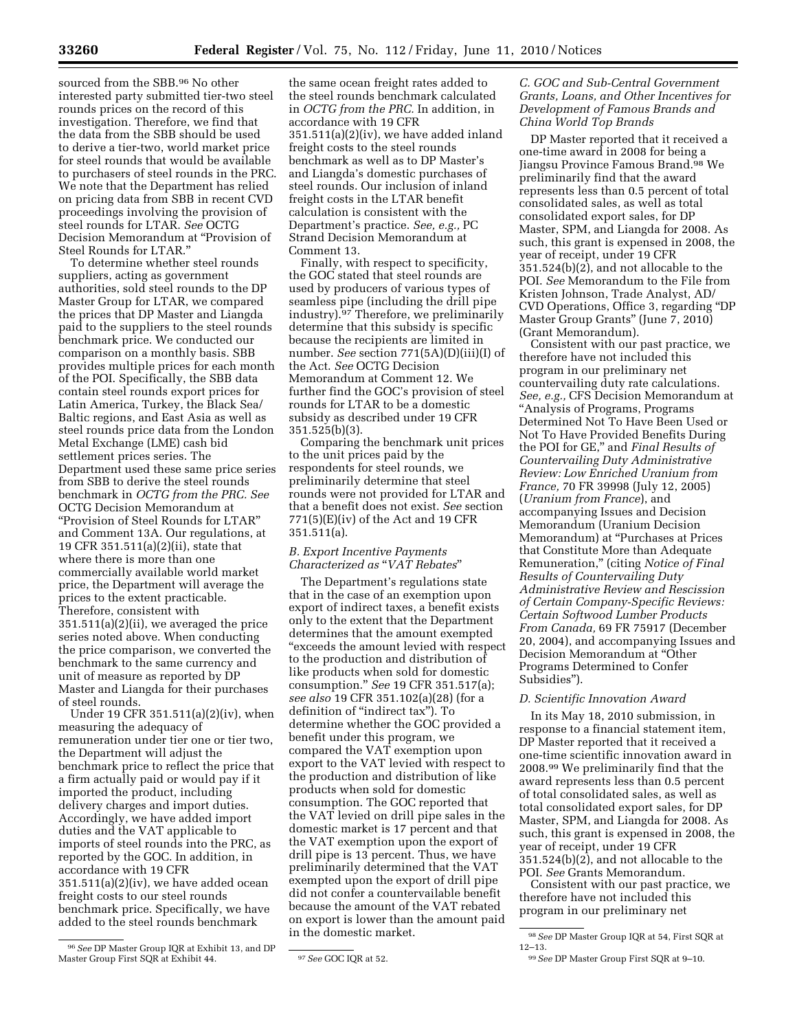sourced from the SBB.[96] No other interested party submitted tier-two steel rounds prices on the record of this investigation. Therefore, we find that the data from the SBB should be used to derive a tier-two, world market price for steel rounds that would be available to purchasers of steel rounds in the PRC. We note that the Department has relied on pricing data from SBB in recent CVD proceedings involving the provision of steel rounds for LTAR. *See* OCTG Decision Memorandum at "Provision of Steel Rounds for LTAR."

To determine whether steel rounds suppliers, acting as government authorities, sold steel rounds to the DP Master Group for LTAR, we compared the prices that DP Master and Liangda paid to the suppliers to the steel rounds benchmark price. We conducted our comparison on a monthly basis. SBB provides multiple prices for each month of the POI. Specifically, the SBB data contain steel rounds export prices for Latin America, Turkey, the Black Sea/Baltic regions, and East Asia as well as steel rounds price data from the London Metal Exchange (LME) cash bid settlement prices series. The Department used these same price series from SBB to derive the steel rounds benchmark in *OCTG from the PRC. See* OCTG Decision Memorandum at "Provision of Steel Rounds for LTAR" and Comment 13A. Our regulations, at 19 CFR 351.511(a)(2)(ii), state that where there is more than one commercially available world market price, the Department will average the prices to the extent practicable. Therefore, consistent with 351.511(a)(2)(ii), we averaged the price series noted above. When conducting the price comparison, we converted the benchmark to the same currency and unit of measure as reported by DP Master and Liangda for their purchases of steel rounds.

Under 19 CFR 351.511(a)(2)(iv), when measuring the adequacy of remuneration under tier one or tier two, the Department will adjust the benchmark price to reflect the price that a firm actually paid or would pay if it imported the product, including delivery charges and import duties. Accordingly, we have added import duties and the VAT applicable to imports of steel rounds into the PRC, as reported by the GOC. In addition, in accordance with 19 CFR 351.511(a)(2)(iv), we have added ocean freight costs to our steel rounds benchmark price. Specifically, we have added to the steel rounds benchmark the same ocean freight rates added to the steel rounds benchmark calculated in *OCTG from the PRC.* In addition, in accordance with 19 CFR 351.511(a)(2)(iv), we have added inland freight costs to the steel rounds benchmark as well as to DP Master's and Liangda's domestic purchases of steel rounds. Our inclusion of inland freight costs in the LTAR benefit calculation is consistent with the Department's practice. *See, e.g.,* PC Strand Decision Memorandum at Comment 13.

Finally, with respect to specificity, the GOC stated that steel rounds are used by producers of various types of seamless pipe (including the drill pipe industry).[97] Therefore, we preliminarily determine that this subsidy is specific because the recipients are limited in number. *See* section 771(5A)(D)(iii)(I) of the Act. *See* OCTG Decision Memorandum at Comment 12. We further find the GOC's provision of steel rounds for LTAR to be a domestic subsidy as described under 19 CFR 351.525(b)(3).

Comparing the benchmark unit prices to the unit prices paid by the respondents for steel rounds, we preliminarily determine that steel rounds were not provided for LTAR and that a benefit does not exist. *See* section 771(5)(E)(iv) of the Act and 19 CFR 351.511(a).

### *B. Export Incentive Payments Characterized as "VAT Rebates"*

The Department's regulations state that in the case of an exemption upon export of indirect taxes, a benefit exists only to the extent that the Department determines that the amount exempted "exceeds the amount levied with respect to the production and distribution of like products when sold for domestic consumption." *See* 19 CFR 351.517(a); *see also* 19 CFR 351.102(a)(28) (for a definition of "indirect tax"). To determine whether the GOC provided a benefit under this program, we compared the VAT exemption upon export to the VAT levied with respect to the production and distribution of like products when sold for domestic consumption. The GOC reported that the VAT levied on drill pipe sales in the domestic market is 17 percent and that the VAT exemption upon the export of drill pipe is 13 percent. Thus, we have preliminarily determined that the VAT exempted upon the export of drill pipe did not confer a countervailable benefit because the amount of the VAT rebated on export is lower than the amount paid in the domestic market.

### *C. GOC and Sub-Central Government Grants, Loans, and Other Incentives for Development of Famous Brands and China World Top Brands*

DP Master reported that it received a one-time award in 2008 for being a Jiangsu Province Famous Brand.[98] We preliminarily find that the award represents less than 0.5 percent of total consolidated sales, as well as total consolidated export sales, for DP Master, SPM, and Liangda for 2008. As such, this grant is expensed in 2008, the year of receipt, under 19 CFR 351.524(b)(2), and not allocable to the POI. *See* Memorandum to the File from Kristen Johnson, Trade Analyst, AD/CVD Operations, Office 3, regarding "DP Master Group Grants" (June 7, 2010) (Grant Memorandum).

Consistent with our past practice, we therefore have not included this program in our preliminary net countervailing duty rate calculations. *See, e.g.,* CFS Decision Memorandum at "Analysis of Programs, Programs Determined Not To Have Been Used or Not To Have Provided Benefits During the POI for GE," and *Final Results of Countervailing Duty Administrative Review: Low Enriched Uranium from France,* 70 FR 39998 (July 12, 2005) (*Uranium from France*), and accompanying Issues and Decision Memorandum (Uranium Decision Memorandum) at "Purchases at Prices that Constitute More than Adequate Remuneration," (citing *Notice of Final Results of Countervailing Duty Administrative Review and Rescission of Certain Company-Specific Reviews: Certain Softwood Lumber Products From Canada,* 69 FR 75917 (December 20, 2004), and accompanying Issues and Decision Memorandum at "Other Programs Determined to Confer Subsidies").

### *D. Scientific Innovation Award*

In its May 18, 2010 submission, in response to a financial statement item, DP Master reported that it received a one-time scientific innovation award in 2008.[99] We preliminarily find that the award represents less than 0.5 percent of total consolidated sales, as well as total consolidated export sales, for DP Master, SPM, and Liangda for 2008. As such, this grant is expensed in 2008, the year of receipt, under 19 CFR 351.524(b)(2), and not allocable to the POI. *See* Grants Memorandum.

Consistent with our past practice, we therefore have not included this program in our preliminary net

---

[96] *See* DP Master Group IQR at Exhibit 13, and DP Master Group First SQR at Exhibit 44.

[97] *See* GOC IQR at 52.

[98] *See* DP Master Group IQR at 54, First SQR at 12–13.

[99] *See* DP Master Group First SQR at 9–10.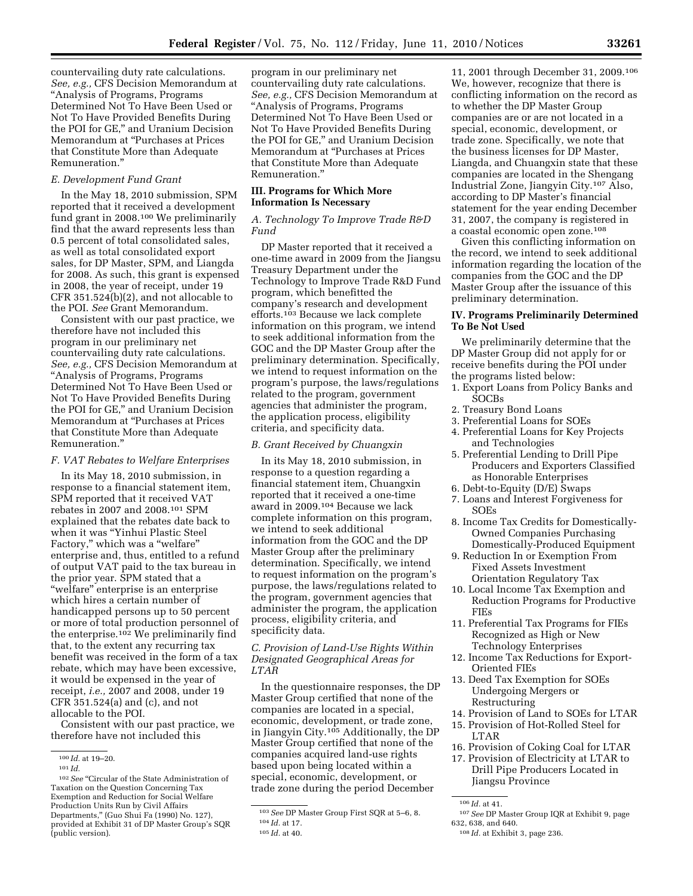countervailing duty rate calculations. *See, e.g.,* CFS Decision Memorandum at "Analysis of Programs, Programs Determined Not To Have Been Used or Not To Have Provided Benefits During the POI for GE," and Uranium Decision Memorandum at "Purchases at Prices that Constitute More than Adequate Remuneration."

### *E. Development Fund Grant*

In the May 18, 2010 submission, SPM reported that it received a development fund grant in 2008.[100] We preliminarily find that the award represents less than 0.5 percent of total consolidated sales, as well as total consolidated export sales, for DP Master, SPM, and Liangda for 2008. As such, this grant is expensed in 2008, the year of receipt, under 19 CFR 351.524(b)(2), and not allocable to the POI. *See* Grant Memorandum.

Consistent with our past practice, we therefore have not included this program in our preliminary net countervailing duty rate calculations. *See, e.g.,* CFS Decision Memorandum at "Analysis of Programs, Programs Determined Not To Have Been Used or Not To Have Provided Benefits During the POI for GE," and Uranium Decision Memorandum at "Purchases at Prices that Constitute More than Adequate Remuneration."

### *F. VAT Rebates to Welfare Enterprises*

In its May 18, 2010 submission, in response to a financial statement item, SPM reported that it received VAT rebates in 2007 and 2008.[101] SPM explained that the rebates date back to when it was "Yinhui Plastic Steel Factory," which was a "welfare" enterprise and, thus, entitled to a refund of output VAT paid to the tax bureau in the prior year. SPM stated that a "welfare" enterprise is an enterprise which hires a certain number of handicapped persons up to 50 percent or more of total production personnel of the enterprise.[102] We preliminarily find that, to the extent any recurring tax benefit was received in the form of a tax rebate, which may have been excessive, it would be expensed in the year of receipt, *i.e.,* 2007 and 2008, under 19 CFR 351.524(a) and (c), and not allocable to the POI.

Consistent with our past practice, we therefore have not included this program in our preliminary net countervailing duty rate calculations. *See, e.g.,* CFS Decision Memorandum at "Analysis of Programs, Programs Determined Not To Have Been Used or Not To Have Provided Benefits During the POI for GE," and Uranium Decision Memorandum at "Purchases at Prices that Constitute More than Adequate Remuneration."

## III. Programs for Which More Information Is Necessary

### *A. Technology To Improve Trade R&D Fund*

DP Master reported that it received a one-time award in 2009 from the Jiangsu Treasury Department under the Technology to Improve Trade R&D Fund program, which benefitted the company's research and development efforts.[103] Because we lack complete information on this program, we intend to seek additional information from the GOC and the DP Master Group after the preliminary determination. Specifically, we intend to request information on the program's purpose, the laws/regulations related to the program, government agencies that administer the program, the application process, eligibility criteria, and specificity data.

### *B. Grant Received by Chuangxin*

In its May 18, 2010 submission, in response to a question regarding a financial statement item, Chuangxin reported that it received a one-time award in 2009.[104] Because we lack complete information on this program, we intend to seek additional information from the GOC and the DP Master Group after the preliminary determination. Specifically, we intend to request information on the program's purpose, the laws/regulations related to the program, government agencies that administer the program, the application process, eligibility criteria, and specificity data.

### *C. Provision of Land-Use Rights Within Designated Geographical Areas for LTAR*

In the questionnaire responses, the DP Master Group certified that none of the companies are located in a special, economic, development, or trade zone, in Jiangyin City.[105] Additionally, the DP Master Group certified that none of the companies acquired land-use rights based upon being located within a special, economic, development, or trade zone during the period December 11, 2001 through December 31, 2009.[106] We, however, recognize that there is conflicting information on the record as to whether the DP Master Group companies are or are not located in a special, economic, development, or trade zone. Specifically, we note that the business licenses for DP Master, Liangda, and Chuangxin state that these companies are located in the Shengang Industrial Zone, Jiangyin City.[107] Also, according to DP Master's financial statement for the year ending December 31, 2007, the company is registered in a coastal economic open zone.[108]

Given this conflicting information on the record, we intend to seek additional information regarding the location of the companies from the GOC and the DP Master Group after the issuance of this preliminary determination.

## IV. Programs Preliminarily Determined To Be Not Used

We preliminarily determine that the DP Master Group did not apply for or receive benefits during the POI under the programs listed below:

1. Export Loans from Policy Banks and SOCBs
2. Treasury Bond Loans
3. Preferential Loans for SOEs
4. Preferential Loans for Key Projects and Technologies
5. Preferential Lending to Drill Pipe Producers and Exporters Classified as Honorable Enterprises
6. Debt-to-Equity (D/E) Swaps
7. Loans and Interest Forgiveness for SOEs
8. Income Tax Credits for Domestically-Owned Companies Purchasing Domestically-Produced Equipment
9. Reduction In or Exemption From Fixed Assets Investment Orientation Regulatory Tax
10. Local Income Tax Exemption and Reduction Programs for Productive FIEs
11. Preferential Tax Programs for FIEs Recognized as High or New Technology Enterprises
12. Income Tax Reductions for Export-Oriented FIEs
13. Deed Tax Exemption for SOEs Undergoing Mergers or Restructuring
14. Provision of Land to SOEs for LTAR
15. Provision of Hot-Rolled Steel for LTAR
16. Provision of Coking Coal for LTAR
17. Provision of Electricity at LTAR to Drill Pipe Producers Located in Jiangsu Province

---

[100] *Id.* at 19–20.

[101] *Id.*

[102] *See* "Circular of the State Administration of Taxation on the Question Concerning Tax Exemption and Reduction for Social Welfare Production Units Run by Civil Affairs Departments," (Guo Shui Fa (1990) No. 127), provided at Exhibit 31 of DP Master Group's SQR (public version).

[103] *See* DP Master Group First SQR at 5–6, 8.

[104] *Id.* at 17.

[105] *Id.* at 40.

[106] *Id.* at 41.

[107] *See* DP Master Group IQR at Exhibit 9, page 632, 638, and 640.

[108] *Id.* at Exhibit 3, page 236.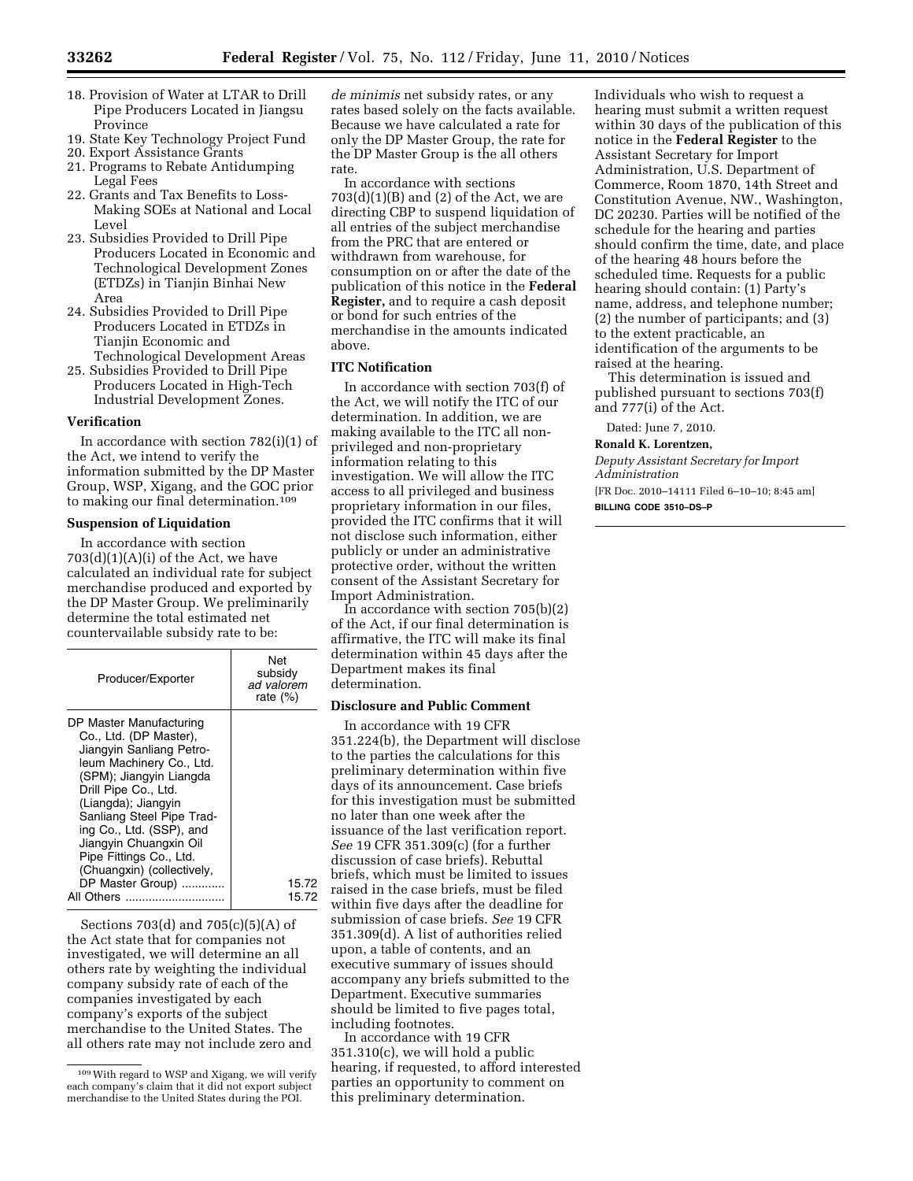18. Provision of Water at LTAR to Drill Pipe Producers Located in Jiangsu Province
19. State Key Technology Project Fund
20. Export Assistance Grants
21. Programs to Rebate Antidumping Legal Fees
22. Grants and Tax Benefits to Loss-Making SOEs at National and Local Level
23. Subsidies Provided to Drill Pipe Producers Located in Economic and Technological Development Zones (ETDZs) in Tianjin Binhai New Area
24. Subsidies Provided to Drill Pipe Producers Located in ETDZs in Tianjin Economic and Technological Development Areas
25. Subsidies Provided to Drill Pipe Producers Located in High-Tech Industrial Development Zones.

**Verification**

In accordance with section 782(i)(1) of the Act, we intend to verify the information submitted by the DP Master Group, WSP, Xigang, and the GOC prior to making our final determination.[109]

**Suspension of Liquidation**

In accordance with section 703(d)(1)(A)(i) of the Act, we have calculated an individual rate for subject merchandise produced and exported by the DP Master Group. We preliminarily determine the total estimated net countervailable subsidy rate to be:

| Producer/Exporter | Net subsidy *ad valorem* rate (%) |
|---|---|
| DP Master Manufacturing Co., Ltd. (DP Master), Jiangyin Sanliang Petroleum Machinery Co., Ltd. (SPM); Jiangyin Liangda Drill Pipe Co., Ltd. (Liangda); Jiangyin Sanliang Steel Pipe Trading Co., Ltd. (SSP), and Jiangyin Chuangxin Oil Pipe Fittings Co., Ltd. (Chuangxin) (collectively, DP Master Group) | 15.72 |
| All Others | 15.72 |

Sections 703(d) and 705(c)(5)(A) of the Act state that for companies not investigated, we will determine an all others rate by weighting the individual company subsidy rate of each of the companies investigated by each company's exports of the subject merchandise to the United States. The all others rate may not include zero and *de minimis* net subsidy rates, or any rates based solely on the facts available. Because we have calculated a rate for only the DP Master Group, the rate for the DP Master Group is the all others rate.

In accordance with sections 703(d)(1)(B) and (2) of the Act, we are directing CBP to suspend liquidation of all entries of the subject merchandise from the PRC that are entered or withdrawn from warehouse, for consumption on or after the date of the publication of this notice in the **Federal Register,** and to require a cash deposit or bond for such entries of the merchandise in the amounts indicated above.

**ITC Notification**

In accordance with section 703(f) of the Act, we will notify the ITC of our determination. In addition, we are making available to the ITC all non-privileged and non-proprietary information relating to this investigation. We will allow the ITC access to all privileged and business proprietary information in our files, provided the ITC confirms that it will not disclose such information, either publicly or under an administrative protective order, without the written consent of the Assistant Secretary for Import Administration.

In accordance with section 705(b)(2) of the Act, if our final determination is affirmative, the ITC will make its final determination within 45 days after the Department makes its final determination.

**Disclosure and Public Comment**

In accordance with 19 CFR 351.224(b), the Department will disclose to the parties the calculations for this preliminary determination within five days of its announcement. Case briefs for this investigation must be submitted no later than one week after the issuance of the last verification report. *See* 19 CFR 351.309(c) (for a further discussion of case briefs). Rebuttal briefs, which must be limited to issues raised in the case briefs, must be filed within five days after the deadline for submission of case briefs. *See* 19 CFR 351.309(d). A list of authorities relied upon, a table of contents, and an executive summary of issues should accompany any briefs submitted to the Department. Executive summaries should be limited to five pages total, including footnotes.

In accordance with 19 CFR 351.310(c), we will hold a public hearing, if requested, to afford interested parties an opportunity to comment on this preliminary determination. Individuals who wish to request a hearing must submit a written request within 30 days of the publication of this notice in the **Federal Register** to the Assistant Secretary for Import Administration, U.S. Department of Commerce, Room 1870, 14th Street and Constitution Avenue, NW., Washington, DC 20230. Parties will be notified of the schedule for the hearing and parties should confirm the time, date, and place of the hearing 48 hours before the scheduled time. Requests for a public hearing should contain: (1) Party's name, address, and telephone number; (2) the number of participants; and (3) to the extent practicable, an identification of the arguments to be raised at the hearing.

This determination is issued and published pursuant to sections 703(f) and 777(i) of the Act.

Dated: June 7, 2010.

**Ronald K. Lorentzen,**

*Deputy Assistant Secretary for Import Administration*

[FR Doc. 2010–14111 Filed 6–10–10; 8:45 am]

**BILLING CODE 3510–DS–P**

---

[109] With regard to WSP and Xigang, we will verify each company's claim that it did not export subject merchandise to the United States during the POI.